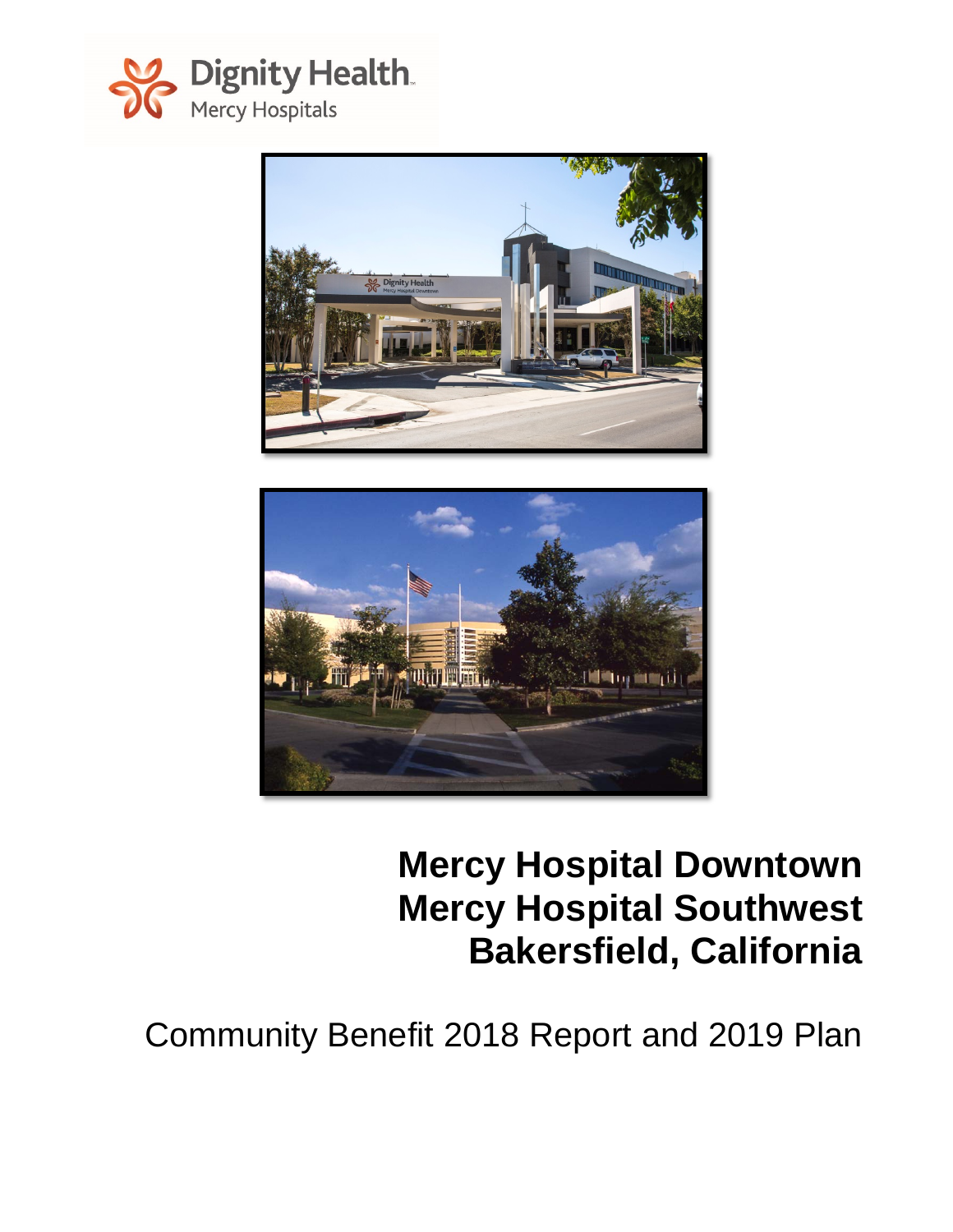Dignity Health
Mercy Hospitals

# Mercy Hospital Downtown
# Mercy Hospital Southwest
# Bakersfield, California

Community Benefit 2018 Report and 2019 Plan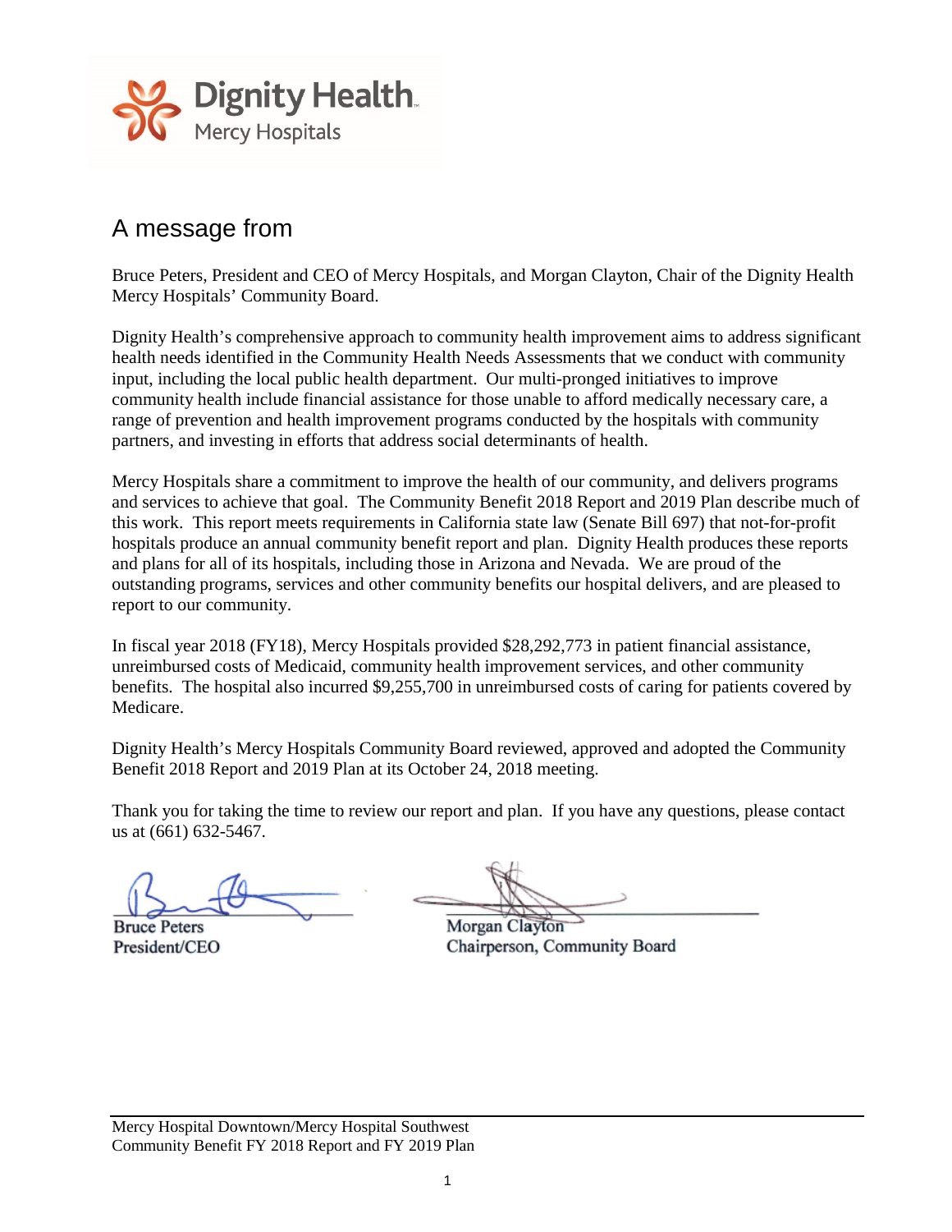Dignity Health.
Mercy Hospitals

## A message from

Bruce Peters, President and CEO of Mercy Hospitals, and Morgan Clayton, Chair of the Dignity Health Mercy Hospitals' Community Board.

Dignity Health's comprehensive approach to community health improvement aims to address significant health needs identified in the Community Health Needs Assessments that we conduct with community input, including the local public health department. Our multi-pronged initiatives to improve community health include financial assistance for those unable to afford medically necessary care, a range of prevention and health improvement programs conducted by the hospitals with community partners, and investing in efforts that address social determinants of health.

Mercy Hospitals share a commitment to improve the health of our community, and delivers programs and services to achieve that goal. The Community Benefit 2018 Report and 2019 Plan describe much of this work. This report meets requirements in California state law (Senate Bill 697) that not-for-profit hospitals produce an annual community benefit report and plan. Dignity Health produces these reports and plans for all of its hospitals, including those in Arizona and Nevada. We are proud of the outstanding programs, services and other community benefits our hospital delivers, and are pleased to report to our community.

In fiscal year 2018 (FY18), Mercy Hospitals provided $28,292,773 in patient financial assistance, unreimbursed costs of Medicaid, community health improvement services, and other community benefits. The hospital also incurred $9,255,700 in unreimbursed costs of caring for patients covered by Medicare.

Dignity Health's Mercy Hospitals Community Board reviewed, approved and adopted the Community Benefit 2018 Report and 2019 Plan at its October 24, 2018 meeting.

Thank you for taking the time to review our report and plan. If you have any questions, please contact us at (661) 632-5467.

Bruce Peters
President/CEO

Morgan Clayton
Chairperson, Community Board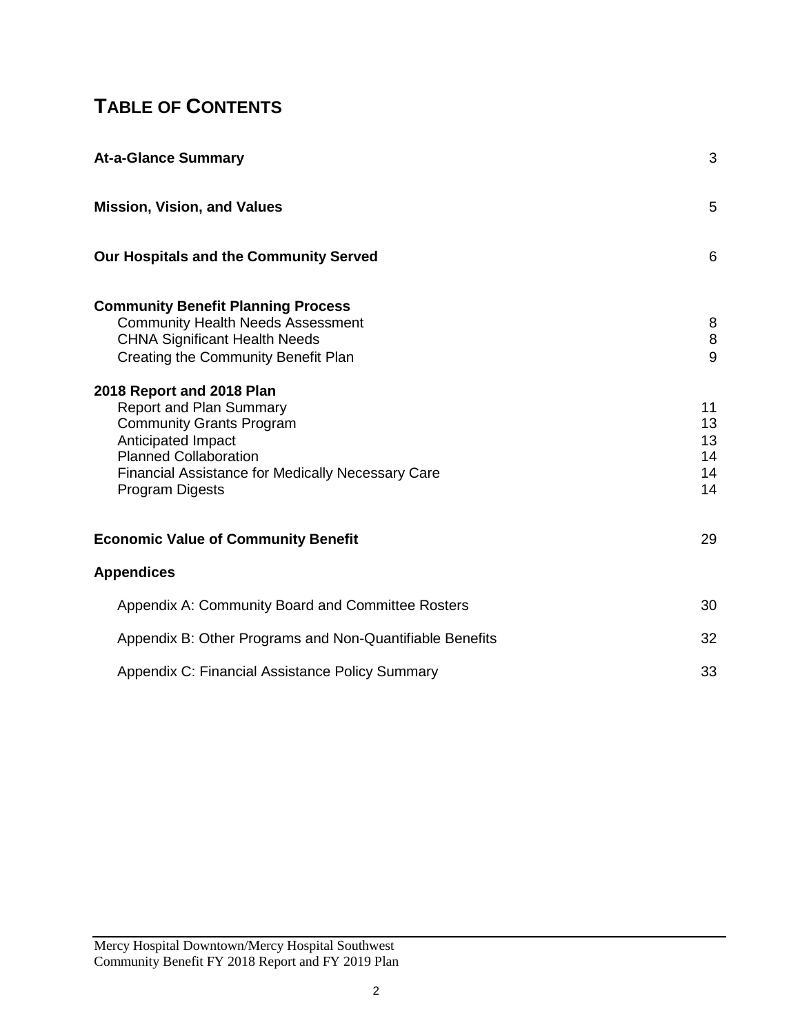# TABLE OF CONTENTS

| | |
|---|---|
| **At-a-Glance Summary** | 3 |
| **Mission, Vision, and Values** | 5 |
| **Our Hospitals and the Community Served** | 6 |
| **Community Benefit Planning Process** | |
| Community Health Needs Assessment | 8 |
| CHNA Significant Health Needs | 8 |
| Creating the Community Benefit Plan | 9 |
| **2018 Report and 2018 Plan** | |
| Report and Plan Summary | 11 |
| Community Grants Program | 13 |
| Anticipated Impact | 13 |
| Planned Collaboration | 14 |
| Financial Assistance for Medically Necessary Care | 14 |
| Program Digests | 14 |
| **Economic Value of Community Benefit** | 29 |
| **Appendices** | |
| Appendix A: Community Board and Committee Rosters | 30 |
| Appendix B: Other Programs and Non-Quantifiable Benefits | 32 |
| Appendix C: Financial Assistance Policy Summary | 33 |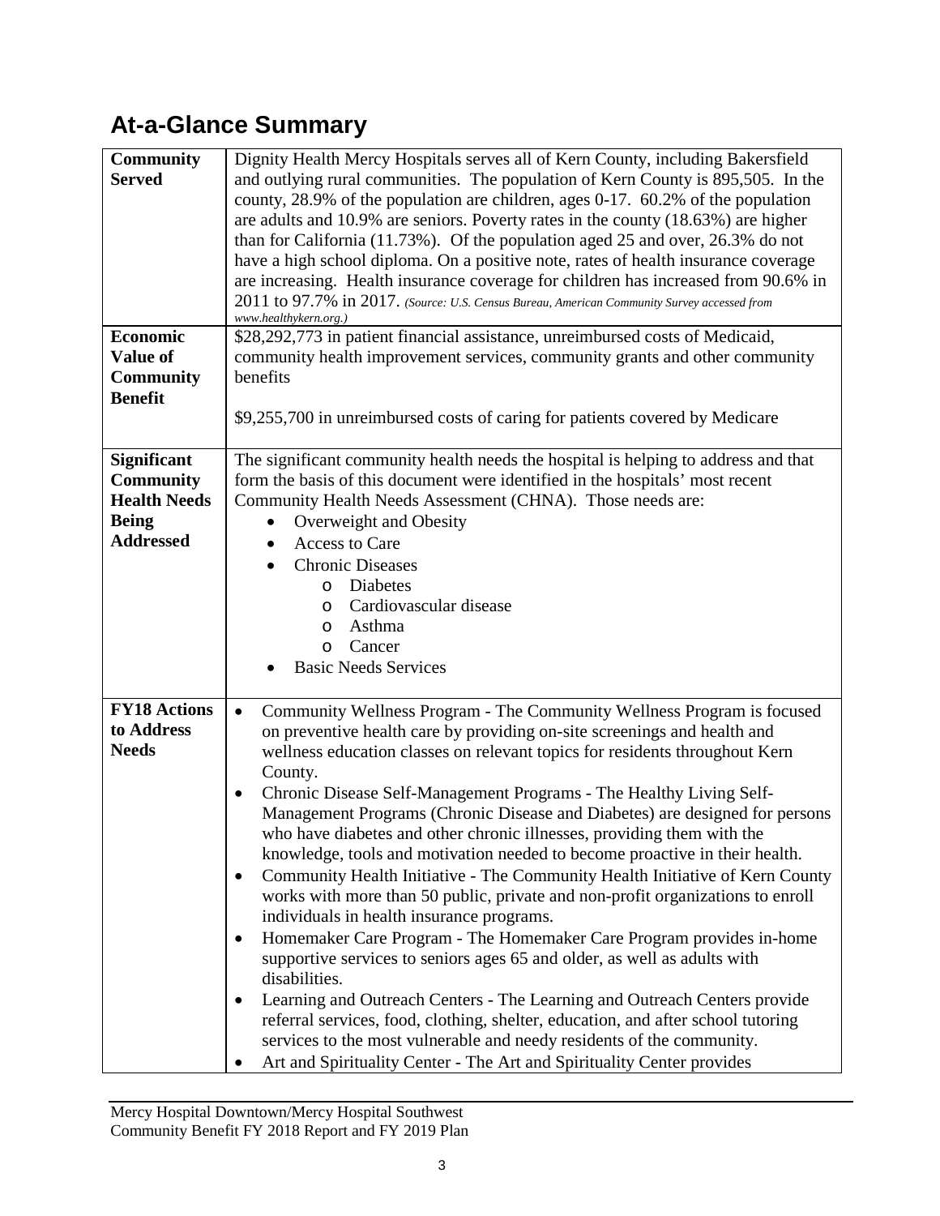## At-a-Glance Summary

| | |
|---|---|
| **Community Served** | Dignity Health Mercy Hospitals serves all of Kern County, including Bakersfield and outlying rural communities. The population of Kern County is 895,505. In the county, 28.9% of the population are children, ages 0-17. 60.2% of the population are adults and 10.9% are seniors. Poverty rates in the county (18.63%) are higher than for California (11.73%). Of the population aged 25 and over, 26.3% do not have a high school diploma. On a positive note, rates of health insurance coverage are increasing. Health insurance coverage for children has increased from 90.6% in 2011 to 97.7% in 2017. *(Source: U.S. Census Bureau, American Community Survey accessed from www.healthykern.org.)* |
| **Economic Value of Community Benefit** | \$28,292,773 in patient financial assistance, unreimbursed costs of Medicaid, community health improvement services, community grants and other community benefits<br><br>\$9,255,700 in unreimbursed costs of caring for patients covered by Medicare |
| **Significant Community Health Needs Being Addressed** | The significant community health needs the hospital is helping to address and that form the basis of this document were identified in the hospitals' most recent Community Health Needs Assessment (CHNA). Those needs are:<br>• Overweight and Obesity<br>• Access to Care<br>• Chronic Diseases<br>  o Diabetes<br>  o Cardiovascular disease<br>  o Asthma<br>  o Cancer<br>• Basic Needs Services |
| **FY18 Actions to Address Needs** | • Community Wellness Program - The Community Wellness Program is focused on preventive health care by providing on-site screenings and health and wellness education classes on relevant topics for residents throughout Kern County.<br>• Chronic Disease Self-Management Programs - The Healthy Living Self-Management Programs (Chronic Disease and Diabetes) are designed for persons who have diabetes and other chronic illnesses, providing them with the knowledge, tools and motivation needed to become proactive in their health.<br>• Community Health Initiative - The Community Health Initiative of Kern County works with more than 50 public, private and non-profit organizations to enroll individuals in health insurance programs.<br>• Homemaker Care Program - The Homemaker Care Program provides in-home supportive services to seniors ages 65 and older, as well as adults with disabilities.<br>• Learning and Outreach Centers - The Learning and Outreach Centers provide referral services, food, clothing, shelter, education, and after school tutoring services to the most vulnerable and needy residents of the community.<br>• Art and Spirituality Center - The Art and Spirituality Center provides |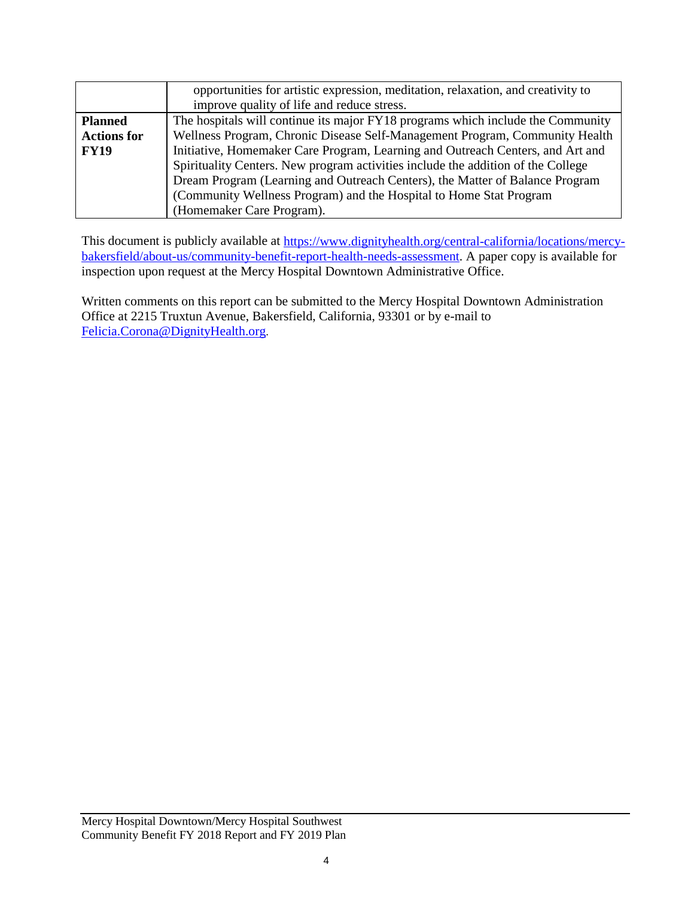| | |
|---|---|
| | opportunities for artistic expression, meditation, relaxation, and creativity to improve quality of life and reduce stress. |
| **Planned Actions for FY19** | The hospitals will continue its major FY18 programs which include the Community Wellness Program, Chronic Disease Self-Management Program, Community Health Initiative, Homemaker Care Program, Learning and Outreach Centers, and Art and Spirituality Centers. New program activities include the addition of the College Dream Program (Learning and Outreach Centers), the Matter of Balance Program (Community Wellness Program) and the Hospital to Home Stat Program (Homemaker Care Program). |

This document is publicly available at [https://www.dignityhealth.org/central-california/locations/mercy-bakersfield/about-us/community-benefit-report-health-needs-assessment](https://www.dignityhealth.org/central-california/locations/mercy-bakersfield/about-us/community-benefit-report-health-needs-assessment). A paper copy is available for inspection upon request at the Mercy Hospital Downtown Administrative Office.

Written comments on this report can be submitted to the Mercy Hospital Downtown Administration Office at 2215 Truxtun Avenue, Bakersfield, California, 93301 or by e-mail to [Felicia.Corona@DignityHealth.org](mailto:Felicia.Corona@DignityHealth.org).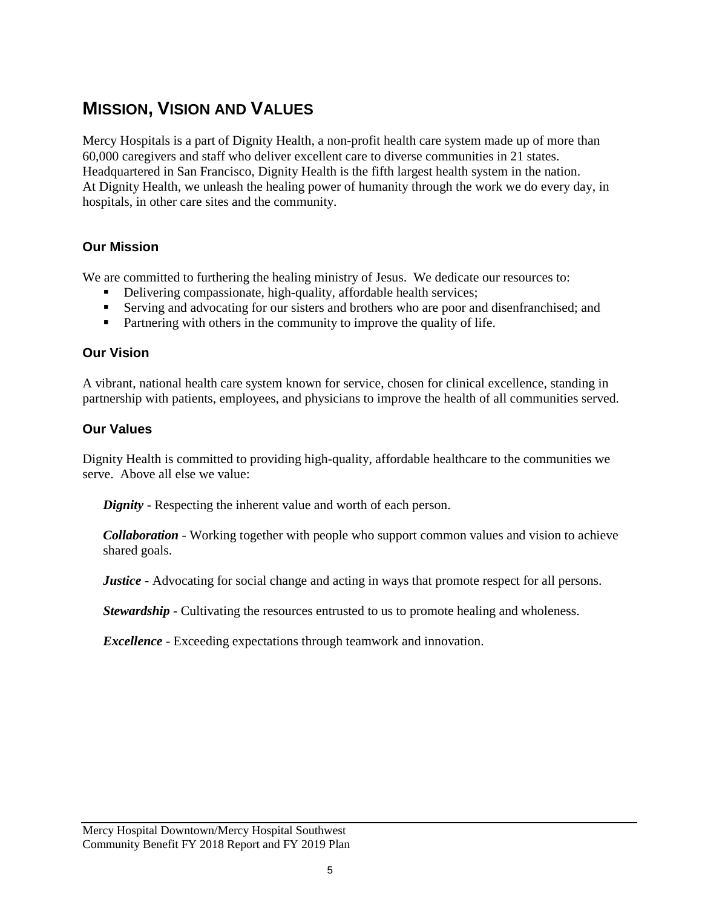## Mission, Vision and Values

Mercy Hospitals is a part of Dignity Health, a non-profit health care system made up of more than 60,000 caregivers and staff who deliver excellent care to diverse communities in 21 states. Headquartered in San Francisco, Dignity Health is the fifth largest health system in the nation. At Dignity Health, we unleash the healing power of humanity through the work we do every day, in hospitals, in other care sites and the community.

### Our Mission

We are committed to furthering the healing ministry of Jesus. We dedicate our resources to:

- Delivering compassionate, high-quality, affordable health services;
- Serving and advocating for our sisters and brothers who are poor and disenfranchised; and
- Partnering with others in the community to improve the quality of life.

### Our Vision

A vibrant, national health care system known for service, chosen for clinical excellence, standing in partnership with patients, employees, and physicians to improve the health of all communities served.

### Our Values

Dignity Health is committed to providing high-quality, affordable healthcare to the communities we serve. Above all else we value:

***Dignity*** - Respecting the inherent value and worth of each person.

***Collaboration*** - Working together with people who support common values and vision to achieve shared goals.

***Justice*** - Advocating for social change and acting in ways that promote respect for all persons.

***Stewardship*** - Cultivating the resources entrusted to us to promote healing and wholeness.

***Excellence*** - Exceeding expectations through teamwork and innovation.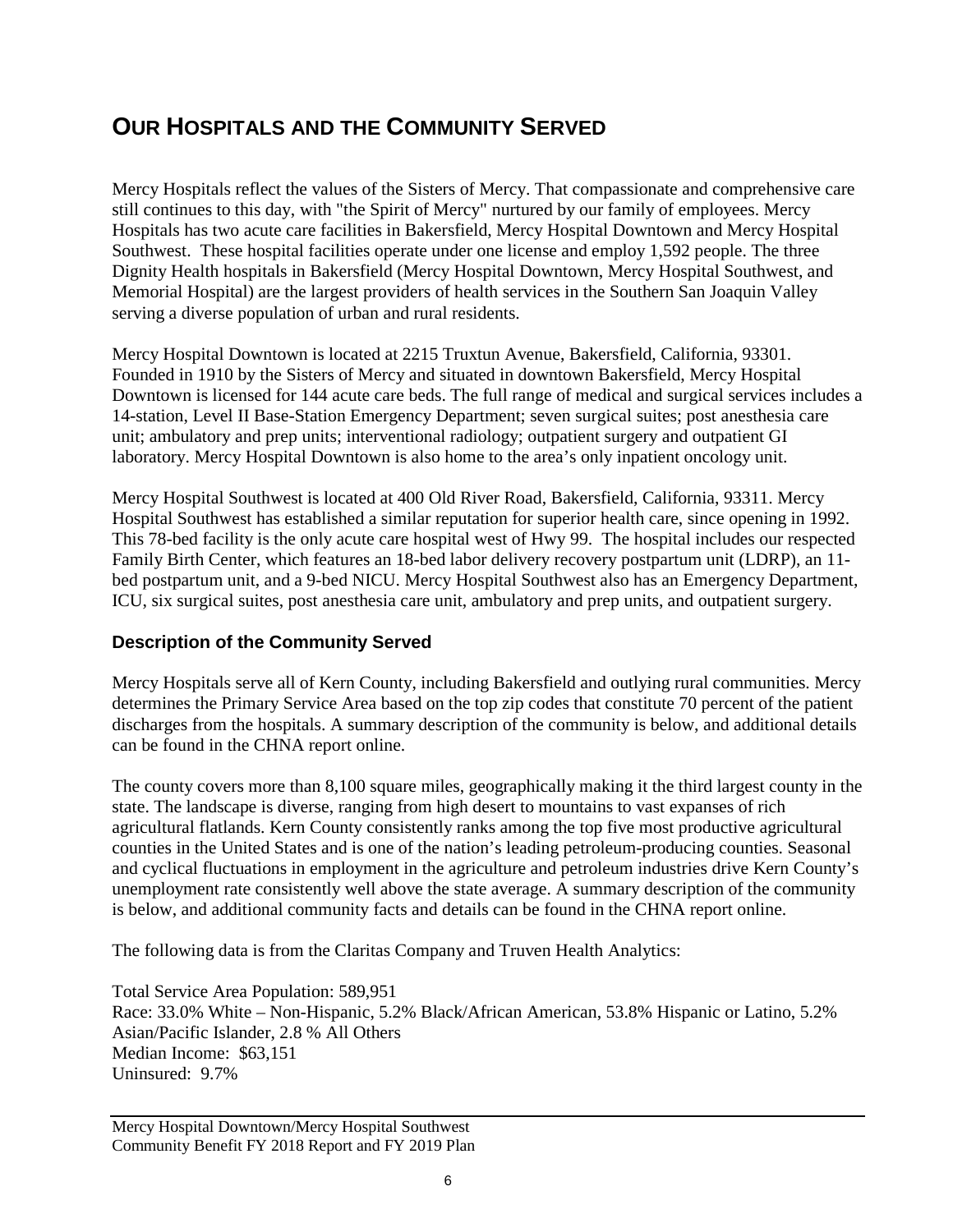# OUR HOSPITALS AND THE COMMUNITY SERVED

Mercy Hospitals reflect the values of the Sisters of Mercy. That compassionate and comprehensive care still continues to this day, with "the Spirit of Mercy" nurtured by our family of employees. Mercy Hospitals has two acute care facilities in Bakersfield, Mercy Hospital Downtown and Mercy Hospital Southwest. These hospital facilities operate under one license and employ 1,592 people. The three Dignity Health hospitals in Bakersfield (Mercy Hospital Downtown, Mercy Hospital Southwest, and Memorial Hospital) are the largest providers of health services in the Southern San Joaquin Valley serving a diverse population of urban and rural residents.

Mercy Hospital Downtown is located at 2215 Truxtun Avenue, Bakersfield, California, 93301. Founded in 1910 by the Sisters of Mercy and situated in downtown Bakersfield, Mercy Hospital Downtown is licensed for 144 acute care beds. The full range of medical and surgical services includes a 14-station, Level II Base-Station Emergency Department; seven surgical suites; post anesthesia care unit; ambulatory and prep units; interventional radiology; outpatient surgery and outpatient GI laboratory. Mercy Hospital Downtown is also home to the area's only inpatient oncology unit.

Mercy Hospital Southwest is located at 400 Old River Road, Bakersfield, California, 93311. Mercy Hospital Southwest has established a similar reputation for superior health care, since opening in 1992. This 78-bed facility is the only acute care hospital west of Hwy 99. The hospital includes our respected Family Birth Center, which features an 18-bed labor delivery recovery postpartum unit (LDRP), an 11-bed postpartum unit, and a 9-bed NICU. Mercy Hospital Southwest also has an Emergency Department, ICU, six surgical suites, post anesthesia care unit, ambulatory and prep units, and outpatient surgery.

### Description of the Community Served

Mercy Hospitals serve all of Kern County, including Bakersfield and outlying rural communities. Mercy determines the Primary Service Area based on the top zip codes that constitute 70 percent of the patient discharges from the hospitals. A summary description of the community is below, and additional details can be found in the CHNA report online.

The county covers more than 8,100 square miles, geographically making it the third largest county in the state. The landscape is diverse, ranging from high desert to mountains to vast expanses of rich agricultural flatlands. Kern County consistently ranks among the top five most productive agricultural counties in the United States and is one of the nation's leading petroleum-producing counties. Seasonal and cyclical fluctuations in employment in the agriculture and petroleum industries drive Kern County's unemployment rate consistently well above the state average. A summary description of the community is below, and additional community facts and details can be found in the CHNA report online.

The following data is from the Claritas Company and Truven Health Analytics:

Total Service Area Population: 589,951
Race: 33.0% White – Non-Hispanic, 5.2% Black/African American, 53.8% Hispanic or Latino, 5.2% Asian/Pacific Islander, 2.8 % All Others
Median Income: $63,151
Uninsured: 9.7%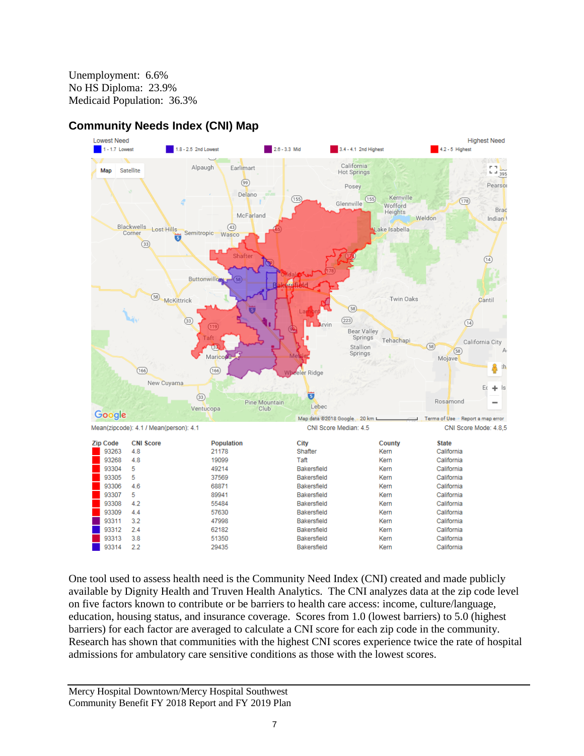Unemployment: 6.6%
No HS Diploma: 23.9%
Medicaid Population: 36.3%

## Community Needs Index (CNI) Map

Lowest Need — Highest Need

1 - 1.7 Lowest | 1.8 - 2.5 2nd Lowest | 2.6 - 3.3 Mid | 3.4 - 4.1 2nd Highest | 4.2 - 5 Highest

Mean(zipcode): 4.1 / Mean(person): 4.1 | CNI Score Median: 4.5 | CNI Score Mode: 4.8,5

| Zip Code | CNI Score | Population | City | County | State |
|---|---|---|---|---|---|
| 93263 | 4.8 | 21178 | Shafter | Kern | California |
| 93268 | 4.8 | 19099 | Taft | Kern | California |
| 93304 | 5 | 49214 | Bakersfield | Kern | California |
| 93305 | 5 | 37569 | Bakersfield | Kern | California |
| 93306 | 4.6 | 68871 | Bakersfield | Kern | California |
| 93307 | 5 | 89941 | Bakersfield | Kern | California |
| 93308 | 4.2 | 55484 | Bakersfield | Kern | California |
| 93309 | 4.4 | 57630 | Bakersfield | Kern | California |
| 93311 | 3.2 | 47998 | Bakersfield | Kern | California |
| 93312 | 2.4 | 62182 | Bakersfield | Kern | California |
| 93313 | 3.8 | 51350 | Bakersfield | Kern | California |
| 93314 | 2.2 | 29435 | Bakersfield | Kern | California |

One tool used to assess health need is the Community Need Index (CNI) created and made publicly available by Dignity Health and Truven Health Analytics. The CNI analyzes data at the zip code level on five factors known to contribute or be barriers to health care access: income, culture/language, education, housing status, and insurance coverage. Scores from 1.0 (lowest barriers) to 5.0 (highest barriers) for each factor are averaged to calculate a CNI score for each zip code in the community. Research has shown that communities with the highest CNI scores experience twice the rate of hospital admissions for ambulatory care sensitive conditions as those with the lowest scores.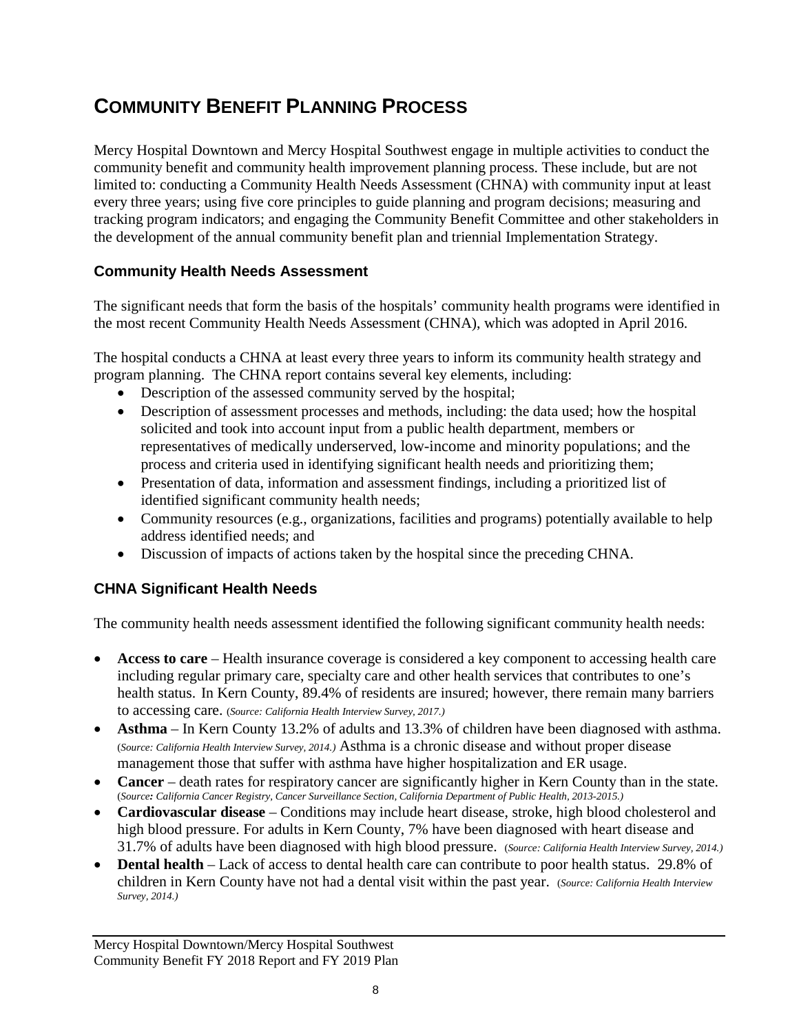# Community Benefit Planning Process

Mercy Hospital Downtown and Mercy Hospital Southwest engage in multiple activities to conduct the community benefit and community health improvement planning process. These include, but are not limited to: conducting a Community Health Needs Assessment (CHNA) with community input at least every three years; using five core principles to guide planning and program decisions; measuring and tracking program indicators; and engaging the Community Benefit Committee and other stakeholders in the development of the annual community benefit plan and triennial Implementation Strategy.

## Community Health Needs Assessment

The significant needs that form the basis of the hospitals' community health programs were identified in the most recent Community Health Needs Assessment (CHNA), which was adopted in April 2016.

The hospital conducts a CHNA at least every three years to inform its community health strategy and program planning. The CHNA report contains several key elements, including:

- Description of the assessed community served by the hospital;
- Description of assessment processes and methods, including: the data used; how the hospital solicited and took into account input from a public health department, members or representatives of medically underserved, low-income and minority populations; and the process and criteria used in identifying significant health needs and prioritizing them;
- Presentation of data, information and assessment findings, including a prioritized list of identified significant community health needs;
- Community resources (e.g., organizations, facilities and programs) potentially available to help address identified needs; and
- Discussion of impacts of actions taken by the hospital since the preceding CHNA.

## CHNA Significant Health Needs

The community health needs assessment identified the following significant community health needs:

- **Access to care** – Health insurance coverage is considered a key component to accessing health care including regular primary care, specialty care and other health services that contributes to one's health status. In Kern County, 89.4% of residents are insured; however, there remain many barriers to accessing care. (*Source: California Health Interview Survey, 2017.)*
- **Asthma** – In Kern County 13.2% of adults and 13.3% of children have been diagnosed with asthma. (*Source: California Health Interview Survey, 2014.)* Asthma is a chronic disease and without proper disease management those that suffer with asthma have higher hospitalization and ER usage.
- **Cancer** – death rates for respiratory cancer are significantly higher in Kern County than in the state. (*Source: California Cancer Registry, Cancer Surveillance Section, California Department of Public Health, 2013-2015.)*
- **Cardiovascular disease** – Conditions may include heart disease, stroke, high blood cholesterol and high blood pressure. For adults in Kern County, 7% have been diagnosed with heart disease and 31.7% of adults have been diagnosed with high blood pressure. (*Source: California Health Interview Survey, 2014.)*
- **Dental health** – Lack of access to dental health care can contribute to poor health status. 29.8% of children in Kern County have not had a dental visit within the past year. (*Source: California Health Interview Survey, 2014.)*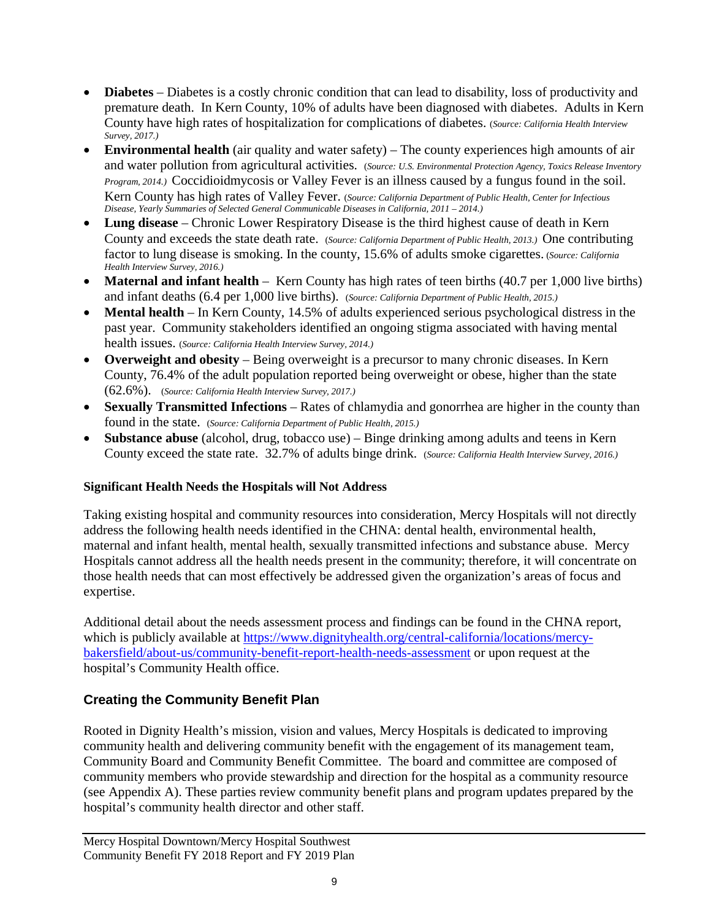- **Diabetes** – Diabetes is a costly chronic condition that can lead to disability, loss of productivity and premature death. In Kern County, 10% of adults have been diagnosed with diabetes. Adults in Kern County have high rates of hospitalization for complications of diabetes. (*Source: California Health Interview Survey, 2017.*)
- **Environmental health** (air quality and water safety) – The county experiences high amounts of air and water pollution from agricultural activities. (*Source: U.S. Environmental Protection Agency, Toxics Release Inventory Program, 2014.*) Coccidioidmycosis or Valley Fever is an illness caused by a fungus found in the soil. Kern County has high rates of Valley Fever. (*Source: California Department of Public Health, Center for Infectious Disease, Yearly Summaries of Selected General Communicable Diseases in California, 2011 – 2014.*)
- **Lung disease** – Chronic Lower Respiratory Disease is the third highest cause of death in Kern County and exceeds the state death rate. (*Source: California Department of Public Health, 2013.*) One contributing factor to lung disease is smoking. In the county, 15.6% of adults smoke cigarettes. (*Source: California Health Interview Survey, 2016.*)
- **Maternal and infant health** – Kern County has high rates of teen births (40.7 per 1,000 live births) and infant deaths (6.4 per 1,000 live births). (*Source: California Department of Public Health, 2015.*)
- **Mental health** – In Kern County, 14.5% of adults experienced serious psychological distress in the past year. Community stakeholders identified an ongoing stigma associated with having mental health issues. (*Source: California Health Interview Survey, 2014.*)
- **Overweight and obesity** – Being overweight is a precursor to many chronic diseases. In Kern County, 76.4% of the adult population reported being overweight or obese, higher than the state (62.6%). (*Source: California Health Interview Survey, 2017.*)
- **Sexually Transmitted Infections** – Rates of chlamydia and gonorrhea are higher in the county than found in the state. (*Source: California Department of Public Health, 2015.*)
- **Substance abuse** (alcohol, drug, tobacco use) – Binge drinking among adults and teens in Kern County exceed the state rate. 32.7% of adults binge drink. (*Source: California Health Interview Survey, 2016.*)

**Significant Health Needs the Hospitals will Not Address**

Taking existing hospital and community resources into consideration, Mercy Hospitals will not directly address the following health needs identified in the CHNA: dental health, environmental health, maternal and infant health, mental health, sexually transmitted infections and substance abuse. Mercy Hospitals cannot address all the health needs present in the community; therefore, it will concentrate on those health needs that can most effectively be addressed given the organization's areas of focus and expertise.

Additional detail about the needs assessment process and findings can be found in the CHNA report, which is publicly available at https://www.dignityhealth.org/central-california/locations/mercy-bakersfield/about-us/community-benefit-report-health-needs-assessment or upon request at the hospital's Community Health office.

## Creating the Community Benefit Plan

Rooted in Dignity Health's mission, vision and values, Mercy Hospitals is dedicated to improving community health and delivering community benefit with the engagement of its management team, Community Board and Community Benefit Committee. The board and committee are composed of community members who provide stewardship and direction for the hospital as a community resource (see Appendix A). These parties review community benefit plans and program updates prepared by the hospital's community health director and other staff.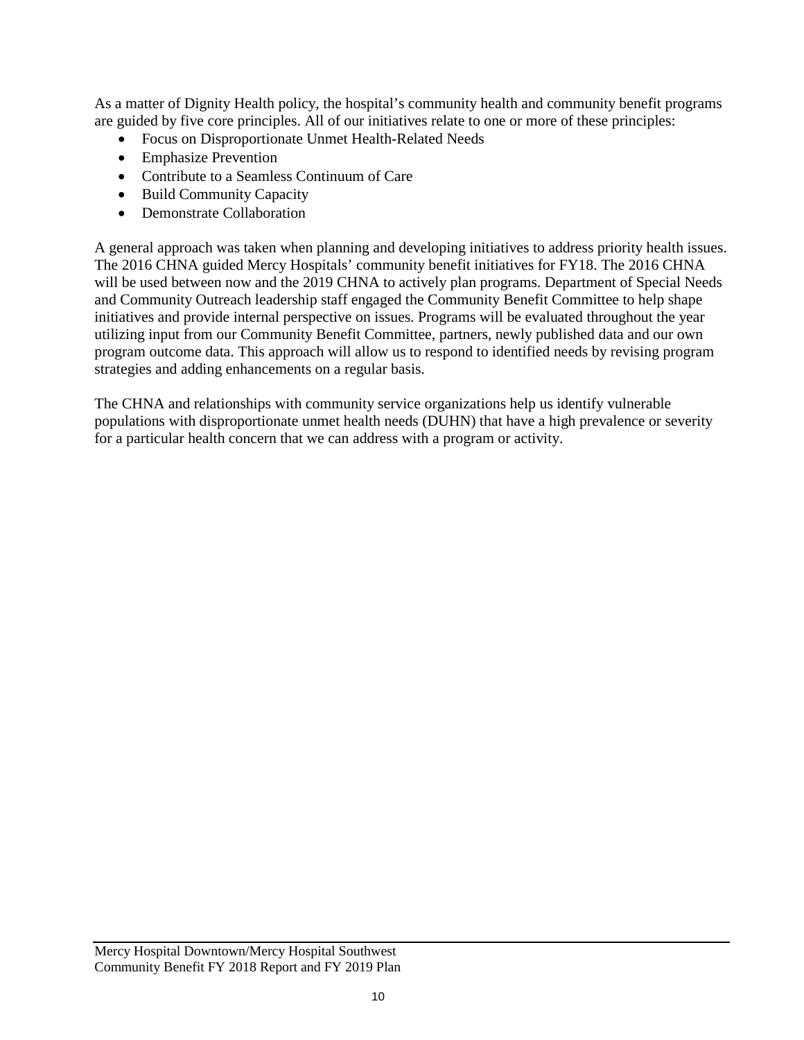As a matter of Dignity Health policy, the hospital's community health and community benefit programs are guided by five core principles. All of our initiatives relate to one or more of these principles:

- Focus on Disproportionate Unmet Health-Related Needs
- Emphasize Prevention
- Contribute to a Seamless Continuum of Care
- Build Community Capacity
- Demonstrate Collaboration

A general approach was taken when planning and developing initiatives to address priority health issues. The 2016 CHNA guided Mercy Hospitals' community benefit initiatives for FY18. The 2016 CHNA will be used between now and the 2019 CHNA to actively plan programs. Department of Special Needs and Community Outreach leadership staff engaged the Community Benefit Committee to help shape initiatives and provide internal perspective on issues. Programs will be evaluated throughout the year utilizing input from our Community Benefit Committee, partners, newly published data and our own program outcome data. This approach will allow us to respond to identified needs by revising program strategies and adding enhancements on a regular basis.

The CHNA and relationships with community service organizations help us identify vulnerable populations with disproportionate unmet health needs (DUHN) that have a high prevalence or severity for a particular health concern that we can address with a program or activity.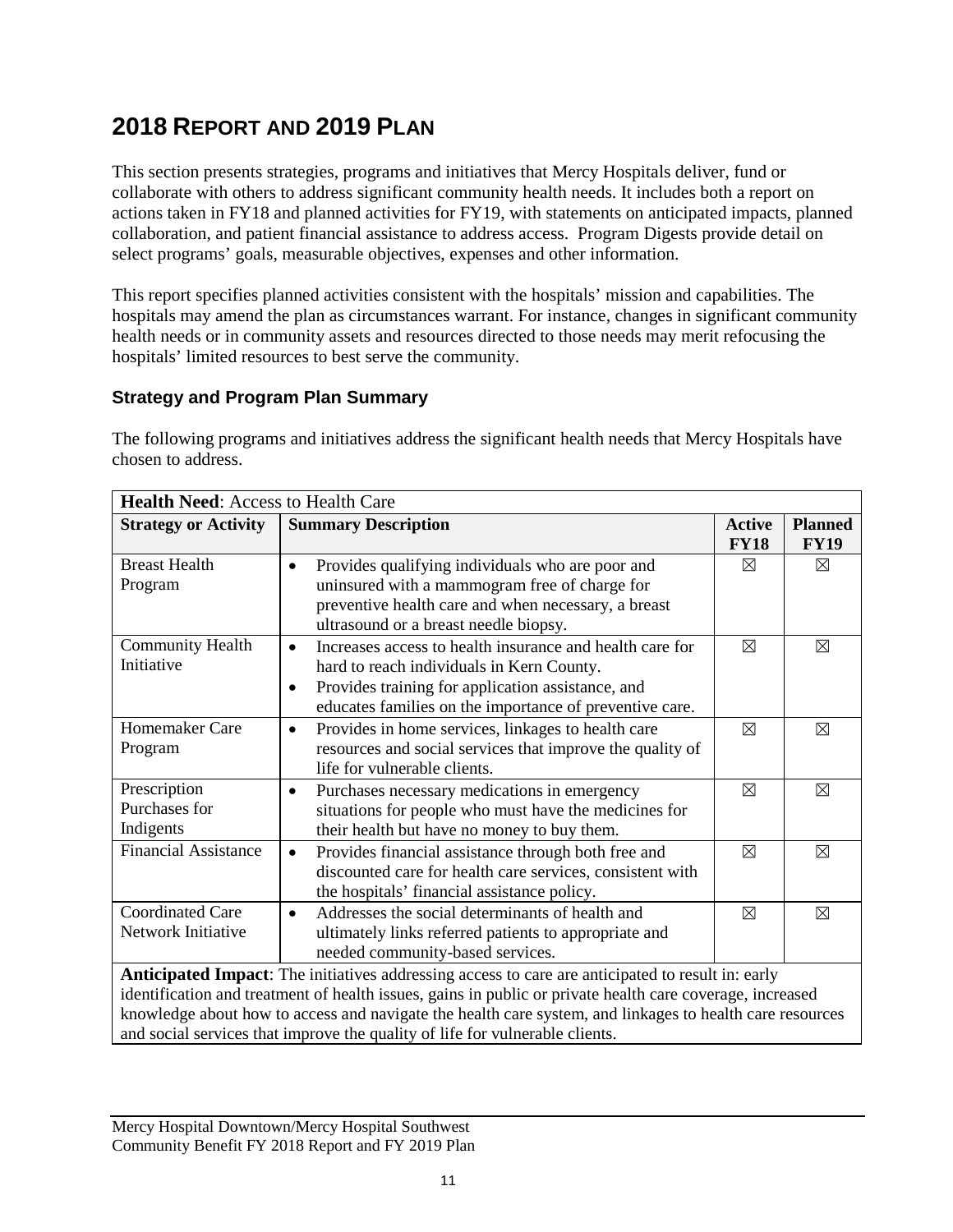## 2018 Report and 2019 Plan

This section presents strategies, programs and initiatives that Mercy Hospitals deliver, fund or collaborate with others to address significant community health needs. It includes both a report on actions taken in FY18 and planned activities for FY19, with statements on anticipated impacts, planned collaboration, and patient financial assistance to address access. Program Digests provide detail on select programs' goals, measurable objectives, expenses and other information.

This report specifies planned activities consistent with the hospitals' mission and capabilities. The hospitals may amend the plan as circumstances warrant. For instance, changes in significant community health needs or in community assets and resources directed to those needs may merit refocusing the hospitals' limited resources to best serve the community.

### Strategy and Program Plan Summary

The following programs and initiatives address the significant health needs that Mercy Hospitals have chosen to address.

| **Health Need**: Access to Health Care | | | |
|---|---|---|---|
| **Strategy or Activity** | **Summary Description** | **Active FY18** | **Planned FY19** |
| Breast Health Program | • Provides qualifying individuals who are poor and uninsured with a mammogram free of charge for preventive health care and when necessary, a breast ultrasound or a breast needle biopsy. | ☒ | ☒ |
| Community Health Initiative | • Increases access to health insurance and health care for hard to reach individuals in Kern County. • Provides training for application assistance, and educates families on the importance of preventive care. | ☒ | ☒ |
| Homemaker Care Program | • Provides in home services, linkages to health care resources and social services that improve the quality of life for vulnerable clients. | ☒ | ☒ |
| Prescription Purchases for Indigents | • Purchases necessary medications in emergency situations for people who must have the medicines for their health but have no money to buy them. | ☒ | ☒ |
| Financial Assistance | • Provides financial assistance through both free and discounted care for health care services, consistent with the hospitals' financial assistance policy. | ☒ | ☒ |
| Coordinated Care Network Initiative | • Addresses the social determinants of health and ultimately links referred patients to appropriate and needed community-based services. | ☒ | ☒ |
| **Anticipated Impact**: The initiatives addressing access to care are anticipated to result in: early identification and treatment of health issues, gains in public or private health care coverage, increased knowledge about how to access and navigate the health care system, and linkages to health care resources and social services that improve the quality of life for vulnerable clients. | | | |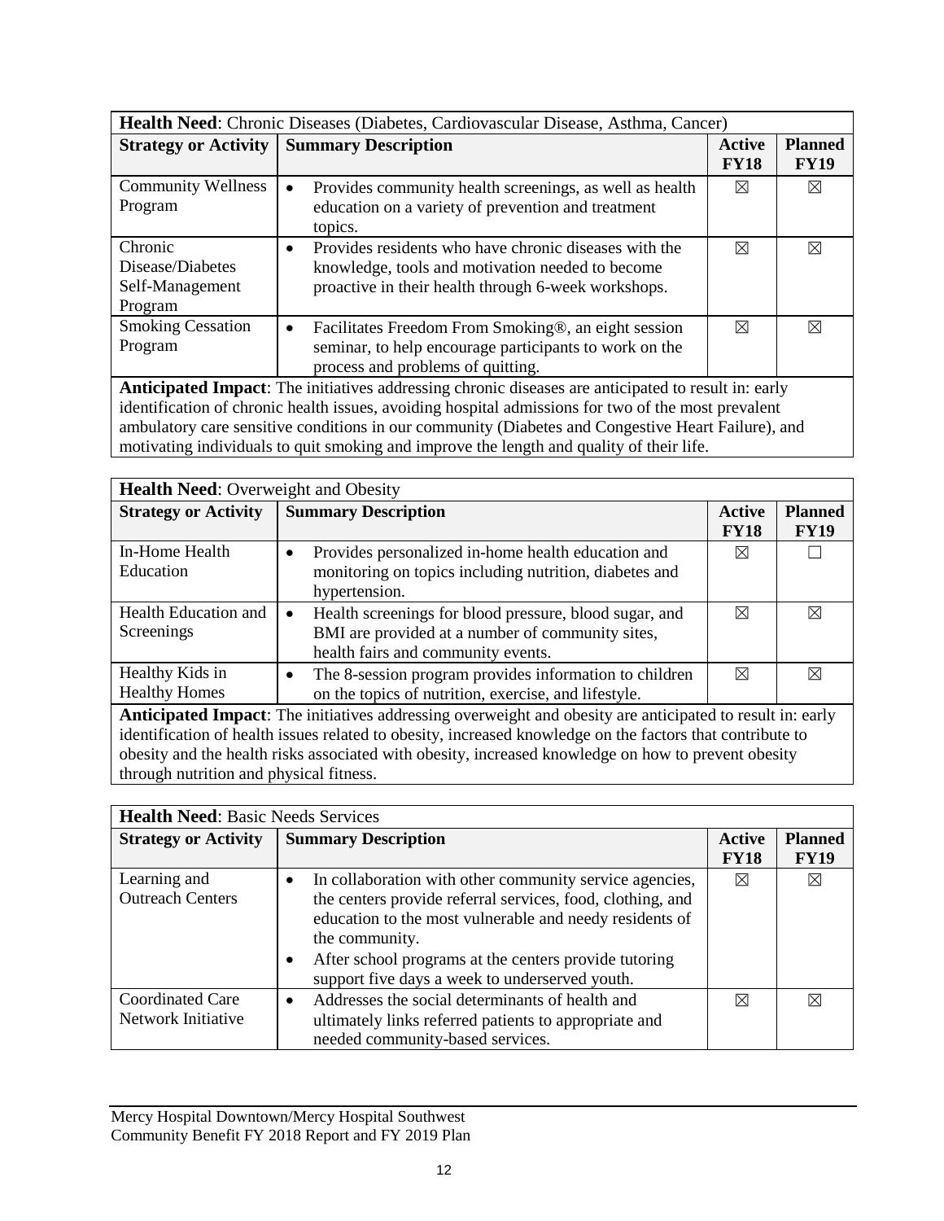| **Health Need**: Chronic Diseases (Diabetes, Cardiovascular Disease, Asthma, Cancer) | | | |
|---|---|---|---|
| **Strategy or Activity** | **Summary Description** | **Active FY18** | **Planned FY19** |
| Community Wellness Program | • Provides community health screenings, as well as health education on a variety of prevention and treatment topics. | ☒ | ☒ |
| Chronic Disease/Diabetes Self-Management Program | • Provides residents who have chronic diseases with the knowledge, tools and motivation needed to become proactive in their health through 6-week workshops. | ☒ | ☒ |
| Smoking Cessation Program | • Facilitates Freedom From Smoking®, an eight session seminar, to help encourage participants to work on the process and problems of quitting. | ☒ | ☒ |
| **Anticipated Impact**: The initiatives addressing chronic diseases are anticipated to result in: early identification of chronic health issues, avoiding hospital admissions for two of the most prevalent ambulatory care sensitive conditions in our community (Diabetes and Congestive Heart Failure), and motivating individuals to quit smoking and improve the length and quality of their life. | | | |

| **Health Need**: Overweight and Obesity | | | |
|---|---|---|---|
| **Strategy or Activity** | **Summary Description** | **Active FY18** | **Planned FY19** |
| In-Home Health Education | • Provides personalized in-home health education and monitoring on topics including nutrition, diabetes and hypertension. | ☒ | ☐ |
| Health Education and Screenings | • Health screenings for blood pressure, blood sugar, and BMI are provided at a number of community sites, health fairs and community events. | ☒ | ☒ |
| Healthy Kids in Healthy Homes | • The 8-session program provides information to children on the topics of nutrition, exercise, and lifestyle. | ☒ | ☒ |
| **Anticipated Impact**: The initiatives addressing overweight and obesity are anticipated to result in: early identification of health issues related to obesity, increased knowledge on the factors that contribute to obesity and the health risks associated with obesity, increased knowledge on how to prevent obesity through nutrition and physical fitness. | | | |

| **Health Need**: Basic Needs Services | | | |
|---|---|---|---|
| **Strategy or Activity** | **Summary Description** | **Active FY18** | **Planned FY19** |
| Learning and Outreach Centers | • In collaboration with other community service agencies, the centers provide referral services, food, clothing, and education to the most vulnerable and needy residents of the community.<br>• After school programs at the centers provide tutoring support five days a week to underserved youth. | ☒ | ☒ |
| Coordinated Care Network Initiative | • Addresses the social determinants of health and ultimately links referred patients to appropriate and needed community-based services. | ☒ | ☒ |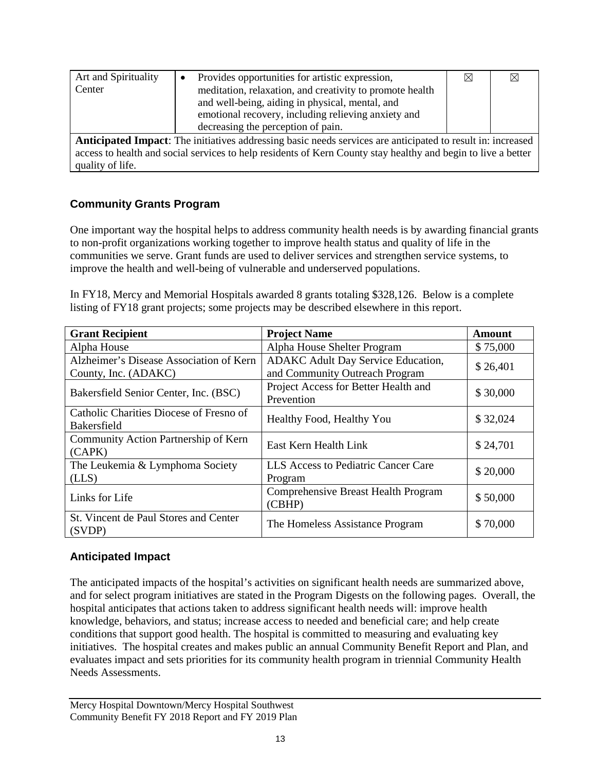| Art and Spirituality Center | • Provides opportunities for artistic expression, meditation, relaxation, and creativity to promote health and well-being, aiding in physical, mental, and emotional recovery, including relieving anxiety and decreasing the perception of pain. | ☒ | ☒ |
|---|---|---|---|
| **Anticipated Impact**: The initiatives addressing basic needs services are anticipated to result in: increased access to health and social services to help residents of Kern County stay healthy and begin to live a better quality of life. | | | |

## Community Grants Program

One important way the hospital helps to address community health needs is by awarding financial grants to non-profit organizations working together to improve health status and quality of life in the communities we serve. Grant funds are used to deliver services and strengthen service systems, to improve the health and well-being of vulnerable and underserved populations.

In FY18, Mercy and Memorial Hospitals awarded 8 grants totaling $328,126. Below is a complete listing of FY18 grant projects; some projects may be described elsewhere in this report.

| Grant Recipient | Project Name | Amount |
|---|---|---|
| Alpha House | Alpha House Shelter Program | $ 75,000 |
| Alzheimer's Disease Association of Kern County, Inc. (ADAKC) | ADAKC Adult Day Service Education, and Community Outreach Program | $ 26,401 |
| Bakersfield Senior Center, Inc. (BSC) | Project Access for Better Health and Prevention | $ 30,000 |
| Catholic Charities Diocese of Fresno of Bakersfield | Healthy Food, Healthy You | $ 32,024 |
| Community Action Partnership of Kern (CAPK) | East Kern Health Link | $ 24,701 |
| The Leukemia & Lymphoma Society (LLS) | LLS Access to Pediatric Cancer Care Program | $ 20,000 |
| Links for Life | Comprehensive Breast Health Program (CBHP) | $ 50,000 |
| St. Vincent de Paul Stores and Center (SVDP) | The Homeless Assistance Program | $ 70,000 |

## Anticipated Impact

The anticipated impacts of the hospital's activities on significant health needs are summarized above, and for select program initiatives are stated in the Program Digests on the following pages. Overall, the hospital anticipates that actions taken to address significant health needs will: improve health knowledge, behaviors, and status; increase access to needed and beneficial care; and help create conditions that support good health. The hospital is committed to measuring and evaluating key initiatives. The hospital creates and makes public an annual Community Benefit Report and Plan, and evaluates impact and sets priorities for its community health program in triennial Community Health Needs Assessments.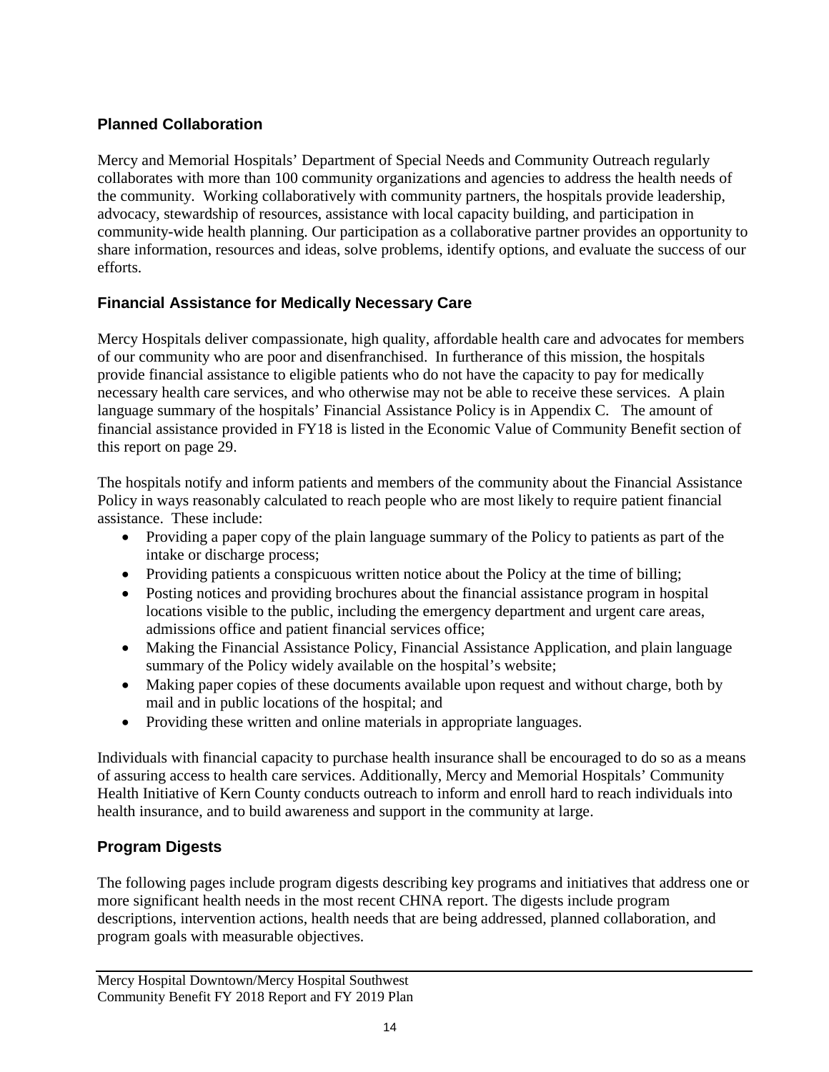## Planned Collaboration

Mercy and Memorial Hospitals' Department of Special Needs and Community Outreach regularly collaborates with more than 100 community organizations and agencies to address the health needs of the community. Working collaboratively with community partners, the hospitals provide leadership, advocacy, stewardship of resources, assistance with local capacity building, and participation in community-wide health planning. Our participation as a collaborative partner provides an opportunity to share information, resources and ideas, solve problems, identify options, and evaluate the success of our efforts.

## Financial Assistance for Medically Necessary Care

Mercy Hospitals deliver compassionate, high quality, affordable health care and advocates for members of our community who are poor and disenfranchised. In furtherance of this mission, the hospitals provide financial assistance to eligible patients who do not have the capacity to pay for medically necessary health care services, and who otherwise may not be able to receive these services. A plain language summary of the hospitals' Financial Assistance Policy is in Appendix C. The amount of financial assistance provided in FY18 is listed in the Economic Value of Community Benefit section of this report on page 29.

The hospitals notify and inform patients and members of the community about the Financial Assistance Policy in ways reasonably calculated to reach people who are most likely to require patient financial assistance. These include:

- Providing a paper copy of the plain language summary of the Policy to patients as part of the intake or discharge process;
- Providing patients a conspicuous written notice about the Policy at the time of billing;
- Posting notices and providing brochures about the financial assistance program in hospital locations visible to the public, including the emergency department and urgent care areas, admissions office and patient financial services office;
- Making the Financial Assistance Policy, Financial Assistance Application, and plain language summary of the Policy widely available on the hospital's website;
- Making paper copies of these documents available upon request and without charge, both by mail and in public locations of the hospital; and
- Providing these written and online materials in appropriate languages.

Individuals with financial capacity to purchase health insurance shall be encouraged to do so as a means of assuring access to health care services. Additionally, Mercy and Memorial Hospitals' Community Health Initiative of Kern County conducts outreach to inform and enroll hard to reach individuals into health insurance, and to build awareness and support in the community at large.

## Program Digests

The following pages include program digests describing key programs and initiatives that address one or more significant health needs in the most recent CHNA report. The digests include program descriptions, intervention actions, health needs that are being addressed, planned collaboration, and program goals with measurable objectives.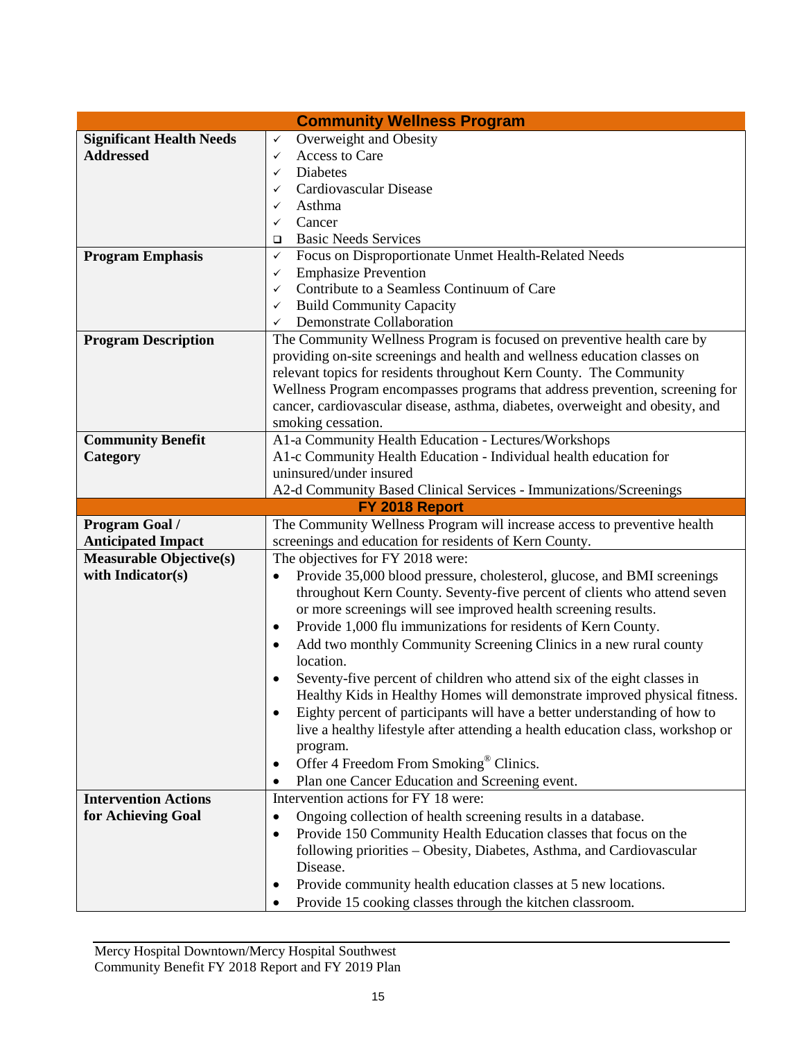| Community Wellness Program | |
|---|---|
| **Significant Health Needs Addressed** | ✓ Overweight and Obesity<br>✓ Access to Care<br>✓ Diabetes<br>✓ Cardiovascular Disease<br>✓ Asthma<br>✓ Cancer<br>❑ Basic Needs Services |
| **Program Emphasis** | ✓ Focus on Disproportionate Unmet Health-Related Needs<br>✓ Emphasize Prevention<br>✓ Contribute to a Seamless Continuum of Care<br>✓ Build Community Capacity<br>✓ Demonstrate Collaboration |
| **Program Description** | The Community Wellness Program is focused on preventive health care by providing on-site screenings and health and wellness education classes on relevant topics for residents throughout Kern County. The Community Wellness Program encompasses programs that address prevention, screening for cancer, cardiovascular disease, asthma, diabetes, overweight and obesity, and smoking cessation. |
| **Community Benefit Category** | A1-a Community Health Education - Lectures/Workshops<br>A1-c Community Health Education - Individual health education for uninsured/under insured<br>A2-d Community Based Clinical Services - Immunizations/Screenings |
| **FY 2018 Report** | |
| **Program Goal / Anticipated Impact** | The Community Wellness Program will increase access to preventive health screenings and education for residents of Kern County. |
| **Measurable Objective(s) with Indicator(s)** | The objectives for FY 2018 were:<br>• Provide 35,000 blood pressure, cholesterol, glucose, and BMI screenings throughout Kern County. Seventy-five percent of clients who attend seven or more screenings will see improved health screening results.<br>• Provide 1,000 flu immunizations for residents of Kern County.<br>• Add two monthly Community Screening Clinics in a new rural county location.<br>• Seventy-five percent of children who attend six of the eight classes in Healthy Kids in Healthy Homes will demonstrate improved physical fitness.<br>• Eighty percent of participants will have a better understanding of how to live a healthy lifestyle after attending a health education class, workshop or program.<br>• Offer 4 Freedom From Smoking® Clinics.<br>• Plan one Cancer Education and Screening event. |
| **Intervention Actions for Achieving Goal** | Intervention actions for FY 18 were:<br>• Ongoing collection of health screening results in a database.<br>• Provide 150 Community Health Education classes that focus on the following priorities – Obesity, Diabetes, Asthma, and Cardiovascular Disease.<br>• Provide community health education classes at 5 new locations.<br>• Provide 15 cooking classes through the kitchen classroom. |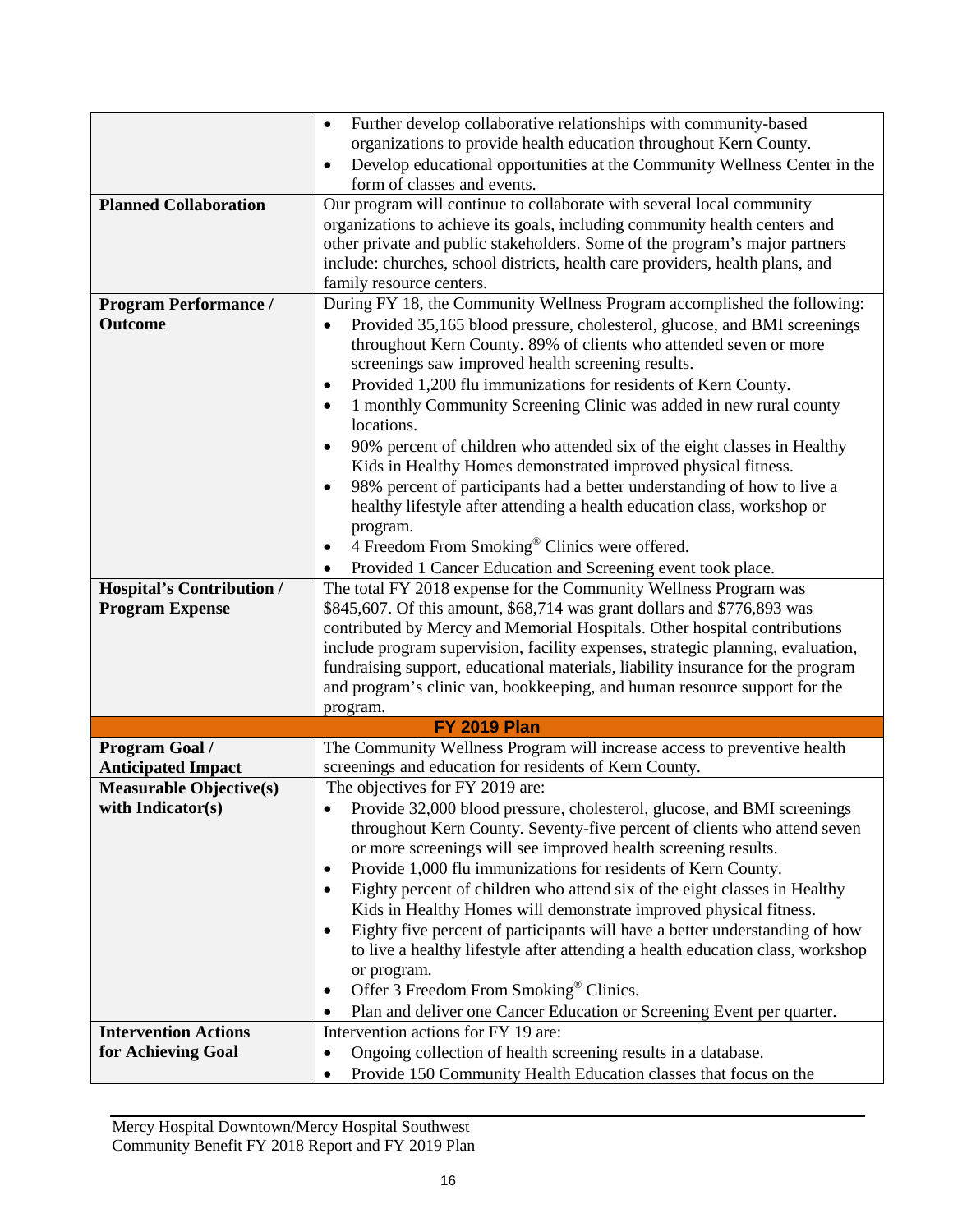| | |
|---|---|
| | • Further develop collaborative relationships with community-based organizations to provide health education throughout Kern County.<br>• Develop educational opportunities at the Community Wellness Center in the form of classes and events. |
| **Planned Collaboration** | Our program will continue to collaborate with several local community organizations to achieve its goals, including community health centers and other private and public stakeholders. Some of the program's major partners include: churches, school districts, health care providers, health plans, and family resource centers. |
| **Program Performance / Outcome** | During FY 18, the Community Wellness Program accomplished the following:<br>• Provided 35,165 blood pressure, cholesterol, glucose, and BMI screenings throughout Kern County. 89% of clients who attended seven or more screenings saw improved health screening results.<br>• Provided 1,200 flu immunizations for residents of Kern County.<br>• 1 monthly Community Screening Clinic was added in new rural county locations.<br>• 90% percent of children who attended six of the eight classes in Healthy Kids in Healthy Homes demonstrated improved physical fitness.<br>• 98% percent of participants had a better understanding of how to live a healthy lifestyle after attending a health education class, workshop or program.<br>• 4 Freedom From Smoking® Clinics were offered.<br>• Provided 1 Cancer Education and Screening event took place. |
| **Hospital's Contribution / Program Expense** | The total FY 2018 expense for the Community Wellness Program was $845,607. Of this amount, $68,714 was grant dollars and $776,893 was contributed by Mercy and Memorial Hospitals. Other hospital contributions include program supervision, facility expenses, strategic planning, evaluation, fundraising support, educational materials, liability insurance for the program and program's clinic van, bookkeeping, and human resource support for the program. |
| **FY 2019 Plan** | |
| **Program Goal / Anticipated Impact** | The Community Wellness Program will increase access to preventive health screenings and education for residents of Kern County. |
| **Measurable Objective(s) with Indicator(s)** | The objectives for FY 2019 are:<br>• Provide 32,000 blood pressure, cholesterol, glucose, and BMI screenings throughout Kern County. Seventy-five percent of clients who attend seven or more screenings will see improved health screening results.<br>• Provide 1,000 flu immunizations for residents of Kern County.<br>• Eighty percent of children who attend six of the eight classes in Healthy Kids in Healthy Homes will demonstrate improved physical fitness.<br>• Eighty five percent of participants will have a better understanding of how to live a healthy lifestyle after attending a health education class, workshop or program.<br>• Offer 3 Freedom From Smoking® Clinics.<br>• Plan and deliver one Cancer Education or Screening Event per quarter. |
| **Intervention Actions for Achieving Goal** | Intervention actions for FY 19 are:<br>• Ongoing collection of health screening results in a database.<br>• Provide 150 Community Health Education classes that focus on the |

Mercy Hospital Downtown/Mercy Hospital Southwest
Community Benefit FY 2018 Report and FY 2019 Plan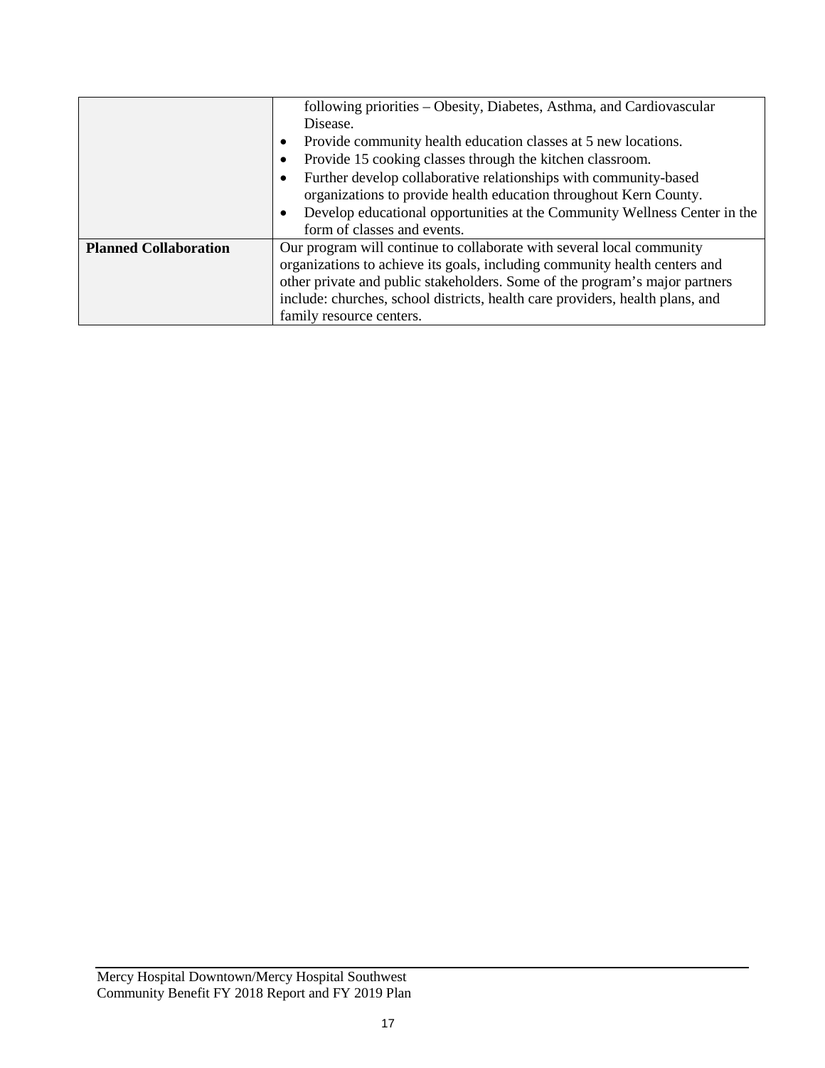| | |
|---|---|
| | following priorities – Obesity, Diabetes, Asthma, and Cardiovascular Disease.<br>• Provide community health education classes at 5 new locations.<br>• Provide 15 cooking classes through the kitchen classroom.<br>• Further develop collaborative relationships with community-based organizations to provide health education throughout Kern County.<br>• Develop educational opportunities at the Community Wellness Center in the form of classes and events. |
| **Planned Collaboration** | Our program will continue to collaborate with several local community organizations to achieve its goals, including community health centers and other private and public stakeholders. Some of the program's major partners include: churches, school districts, health care providers, health plans, and family resource centers. |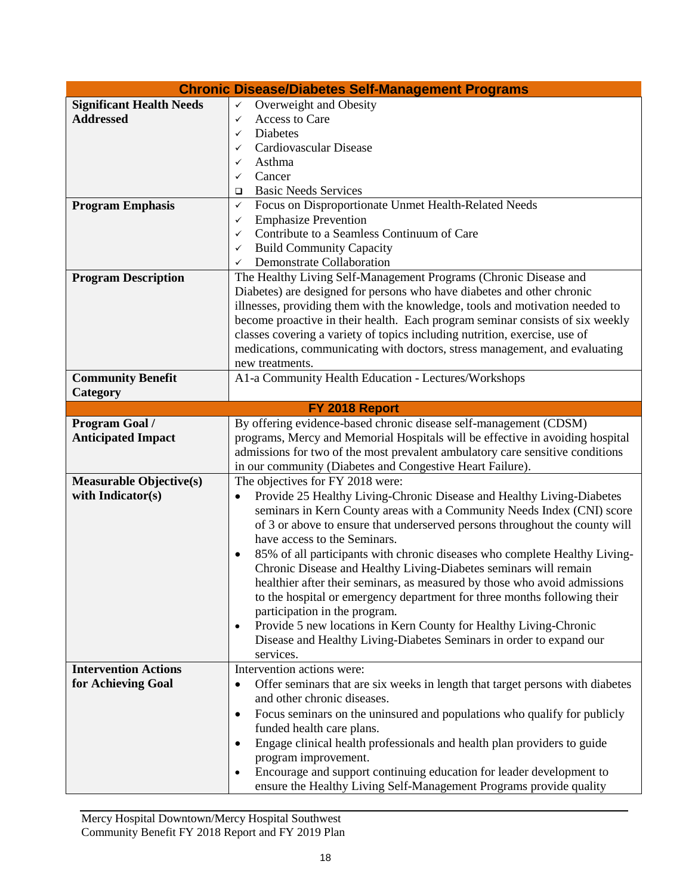| Chronic Disease/Diabetes Self-Management Programs | |
|---|---|
| **Significant Health Needs Addressed** | ✓ Overweight and Obesity<br>✓ Access to Care<br>✓ Diabetes<br>✓ Cardiovascular Disease<br>✓ Asthma<br>✓ Cancer<br>❑ Basic Needs Services |
| **Program Emphasis** | ✓ Focus on Disproportionate Unmet Health-Related Needs<br>✓ Emphasize Prevention<br>✓ Contribute to a Seamless Continuum of Care<br>✓ Build Community Capacity<br>✓ Demonstrate Collaboration |
| **Program Description** | The Healthy Living Self-Management Programs (Chronic Disease and Diabetes) are designed for persons who have diabetes and other chronic illnesses, providing them with the knowledge, tools and motivation needed to become proactive in their health. Each program seminar consists of six weekly classes covering a variety of topics including nutrition, exercise, use of medications, communicating with doctors, stress management, and evaluating new treatments. |
| **Community Benefit Category** | A1-a Community Health Education - Lectures/Workshops |
| **FY 2018 Report** | |
| **Program Goal / Anticipated Impact** | By offering evidence-based chronic disease self-management (CDSM) programs, Mercy and Memorial Hospitals will be effective in avoiding hospital admissions for two of the most prevalent ambulatory care sensitive conditions in our community (Diabetes and Congestive Heart Failure). |
| **Measurable Objective(s) with Indicator(s)** | The objectives for FY 2018 were:<br>• Provide 25 Healthy Living-Chronic Disease and Healthy Living-Diabetes seminars in Kern County areas with a Community Needs Index (CNI) score of 3 or above to ensure that underserved persons throughout the county will have access to the Seminars.<br>• 85% of all participants with chronic diseases who complete Healthy Living-Chronic Disease and Healthy Living-Diabetes seminars will remain healthier after their seminars, as measured by those who avoid admissions to the hospital or emergency department for three months following their participation in the program.<br>• Provide 5 new locations in Kern County for Healthy Living-Chronic Disease and Healthy Living-Diabetes Seminars in order to expand our services. |
| **Intervention Actions for Achieving Goal** | Intervention actions were:<br>• Offer seminars that are six weeks in length that target persons with diabetes and other chronic diseases.<br>• Focus seminars on the uninsured and populations who qualify for publicly funded health care plans.<br>• Engage clinical health professionals and health plan providers to guide program improvement.<br>• Encourage and support continuing education for leader development to ensure the Healthy Living Self-Management Programs provide quality |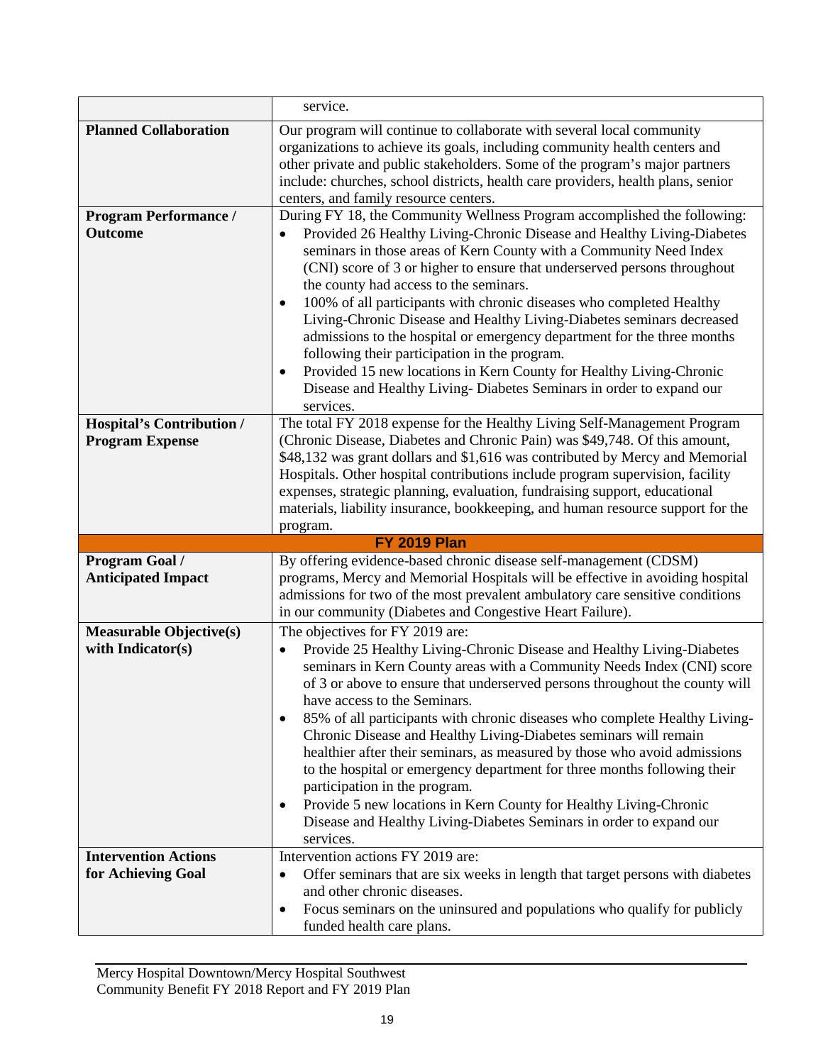| | |
|---|---|
| | service. |
| **Planned Collaboration** | Our program will continue to collaborate with several local community organizations to achieve its goals, including community health centers and other private and public stakeholders. Some of the program's major partners include: churches, school districts, health care providers, health plans, senior centers, and family resource centers. |
| **Program Performance / Outcome** | During FY 18, the Community Wellness Program accomplished the following:<br>• Provided 26 Healthy Living-Chronic Disease and Healthy Living-Diabetes seminars in those areas of Kern County with a Community Need Index (CNI) score of 3 or higher to ensure that underserved persons throughout the county had access to the seminars.<br>• 100% of all participants with chronic diseases who completed Healthy Living-Chronic Disease and Healthy Living-Diabetes seminars decreased admissions to the hospital or emergency department for the three months following their participation in the program.<br>• Provided 15 new locations in Kern County for Healthy Living-Chronic Disease and Healthy Living- Diabetes Seminars in order to expand our services. |
| **Hospital's Contribution / Program Expense** | The total FY 2018 expense for the Healthy Living Self-Management Program (Chronic Disease, Diabetes and Chronic Pain) was $49,748. Of this amount, $48,132 was grant dollars and $1,616 was contributed by Mercy and Memorial Hospitals. Other hospital contributions include program supervision, facility expenses, strategic planning, evaluation, fundraising support, educational materials, liability insurance, bookkeeping, and human resource support for the program. |
| **FY 2019 Plan** | |
| **Program Goal / Anticipated Impact** | By offering evidence-based chronic disease self-management (CDSM) programs, Mercy and Memorial Hospitals will be effective in avoiding hospital admissions for two of the most prevalent ambulatory care sensitive conditions in our community (Diabetes and Congestive Heart Failure). |
| **Measurable Objective(s) with Indicator(s)** | The objectives for FY 2019 are:<br>• Provide 25 Healthy Living-Chronic Disease and Healthy Living-Diabetes seminars in Kern County areas with a Community Needs Index (CNI) score of 3 or above to ensure that underserved persons throughout the county will have access to the Seminars.<br>• 85% of all participants with chronic diseases who complete Healthy Living-Chronic Disease and Healthy Living-Diabetes seminars will remain healthier after their seminars, as measured by those who avoid admissions to the hospital or emergency department for three months following their participation in the program.<br>• Provide 5 new locations in Kern County for Healthy Living-Chronic Disease and Healthy Living-Diabetes Seminars in order to expand our services. |
| **Intervention Actions for Achieving Goal** | Intervention actions FY 2019 are:<br>• Offer seminars that are six weeks in length that target persons with diabetes and other chronic diseases.<br>• Focus seminars on the uninsured and populations who qualify for publicly funded health care plans. |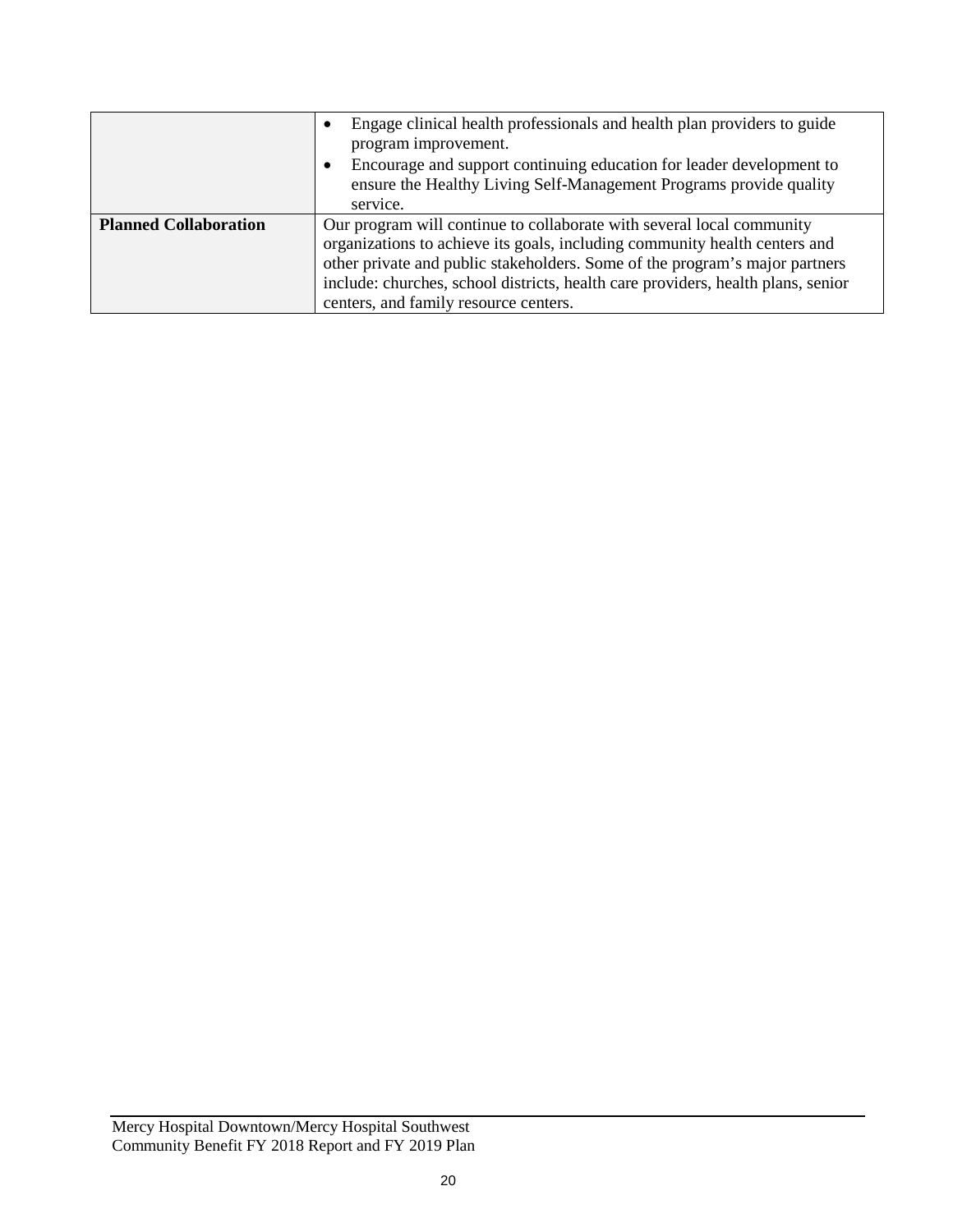| | |
|---|---|
| | • Engage clinical health professionals and health plan providers to guide program improvement.<br>• Encourage and support continuing education for leader development to ensure the Healthy Living Self-Management Programs provide quality service. |
| **Planned Collaboration** | Our program will continue to collaborate with several local community organizations to achieve its goals, including community health centers and other private and public stakeholders. Some of the program's major partners include: churches, school districts, health care providers, health plans, senior centers, and family resource centers. |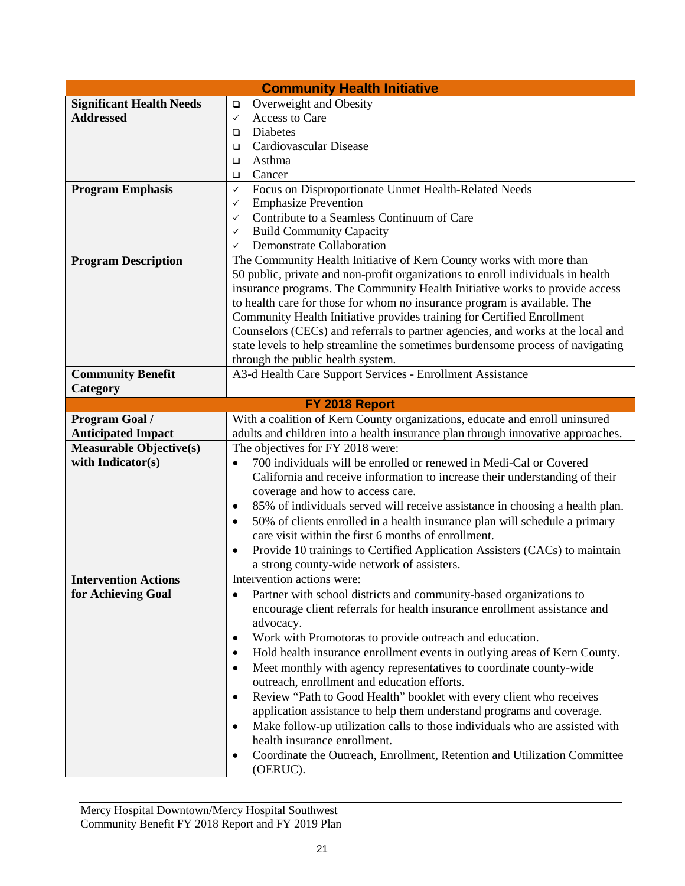| Community Health Initiative | |
|---|---|
| **Significant Health Needs Addressed** | ❑ Overweight and Obesity<br>✓ Access to Care<br>❑ Diabetes<br>❑ Cardiovascular Disease<br>❑ Asthma<br>❑ Cancer |
| **Program Emphasis** | ✓ Focus on Disproportionate Unmet Health-Related Needs<br>✓ Emphasize Prevention<br>✓ Contribute to a Seamless Continuum of Care<br>✓ Build Community Capacity<br>✓ Demonstrate Collaboration |
| **Program Description** | The Community Health Initiative of Kern County works with more than 50 public, private and non-profit organizations to enroll individuals in health insurance programs. The Community Health Initiative works to provide access to health care for those for whom no insurance program is available. The Community Health Initiative provides training for Certified Enrollment Counselors (CECs) and referrals to partner agencies, and works at the local and state levels to help streamline the sometimes burdensome process of navigating through the public health system. |
| **Community Benefit Category** | A3-d Health Care Support Services - Enrollment Assistance |
| **FY 2018 Report** | |
| **Program Goal / Anticipated Impact** | With a coalition of Kern County organizations, educate and enroll uninsured adults and children into a health insurance plan through innovative approaches. |
| **Measurable Objective(s) with Indicator(s)** | The objectives for FY 2018 were:<br>• 700 individuals will be enrolled or renewed in Medi-Cal or Covered California and receive information to increase their understanding of their coverage and how to access care.<br>• 85% of individuals served will receive assistance in choosing a health plan.<br>• 50% of clients enrolled in a health insurance plan will schedule a primary care visit within the first 6 months of enrollment.<br>• Provide 10 trainings to Certified Application Assisters (CACs) to maintain a strong county-wide network of assisters. |
| **Intervention Actions for Achieving Goal** | Intervention actions were:<br>• Partner with school districts and community-based organizations to encourage client referrals for health insurance enrollment assistance and advocacy.<br>• Work with Promotoras to provide outreach and education.<br>• Hold health insurance enrollment events in outlying areas of Kern County.<br>• Meet monthly with agency representatives to coordinate county-wide outreach, enrollment and education efforts.<br>• Review "Path to Good Health" booklet with every client who receives application assistance to help them understand programs and coverage.<br>• Make follow-up utilization calls to those individuals who are assisted with health insurance enrollment.<br>• Coordinate the Outreach, Enrollment, Retention and Utilization Committee (OERUC). |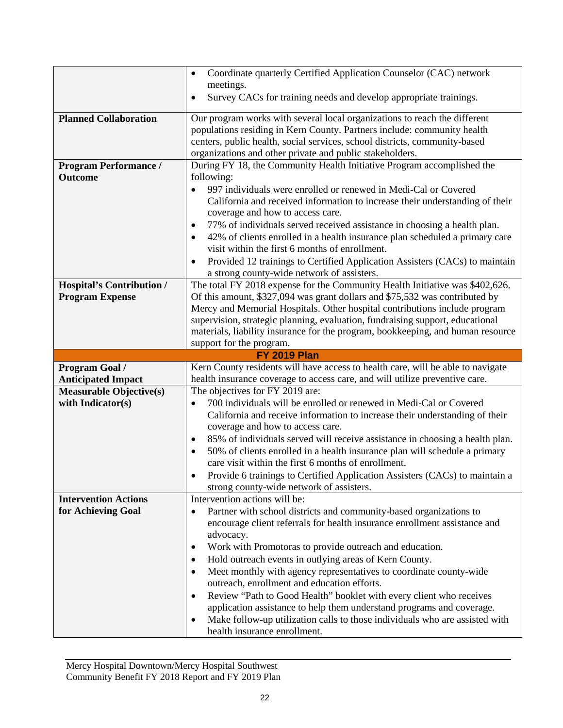| | |
|---|---|
| | • Coordinate quarterly Certified Application Counselor (CAC) network meetings.<br>• Survey CACs for training needs and develop appropriate trainings. |
| **Planned Collaboration** | Our program works with several local organizations to reach the different populations residing in Kern County. Partners include: community health centers, public health, social services, school districts, community-based organizations and other private and public stakeholders. |
| **Program Performance / Outcome** | During FY 18, the Community Health Initiative Program accomplished the following:<br>• 997 individuals were enrolled or renewed in Medi-Cal or Covered California and received information to increase their understanding of their coverage and how to access care.<br>• 77% of individuals served received assistance in choosing a health plan.<br>• 42% of clients enrolled in a health insurance plan scheduled a primary care visit within the first 6 months of enrollment.<br>• Provided 12 trainings to Certified Application Assisters (CACs) to maintain a strong county-wide network of assisters. |
| **Hospital's Contribution / Program Expense** | The total FY 2018 expense for the Community Health Initiative was $402,626. Of this amount, $327,094 was grant dollars and $75,532 was contributed by Mercy and Memorial Hospitals. Other hospital contributions include program supervision, strategic planning, evaluation, fundraising support, educational materials, liability insurance for the program, bookkeeping, and human resource support for the program. |
| **FY 2019 Plan** | |
| **Program Goal / Anticipated Impact** | Kern County residents will have access to health care, will be able to navigate health insurance coverage to access care, and will utilize preventive care. |
| **Measurable Objective(s) with Indicator(s)** | The objectives for FY 2019 are:<br>• 700 individuals will be enrolled or renewed in Medi-Cal or Covered California and receive information to increase their understanding of their coverage and how to access care.<br>• 85% of individuals served will receive assistance in choosing a health plan.<br>• 50% of clients enrolled in a health insurance plan will schedule a primary care visit within the first 6 months of enrollment.<br>• Provide 6 trainings to Certified Application Assisters (CACs) to maintain a strong county-wide network of assisters. |
| **Intervention Actions for Achieving Goal** | Intervention actions will be:<br>• Partner with school districts and community-based organizations to encourage client referrals for health insurance enrollment assistance and advocacy.<br>• Work with Promotoras to provide outreach and education.<br>• Hold outreach events in outlying areas of Kern County.<br>• Meet monthly with agency representatives to coordinate county-wide outreach, enrollment and education efforts.<br>• Review "Path to Good Health" booklet with every client who receives application assistance to help them understand programs and coverage.<br>• Make follow-up utilization calls to those individuals who are assisted with health insurance enrollment. |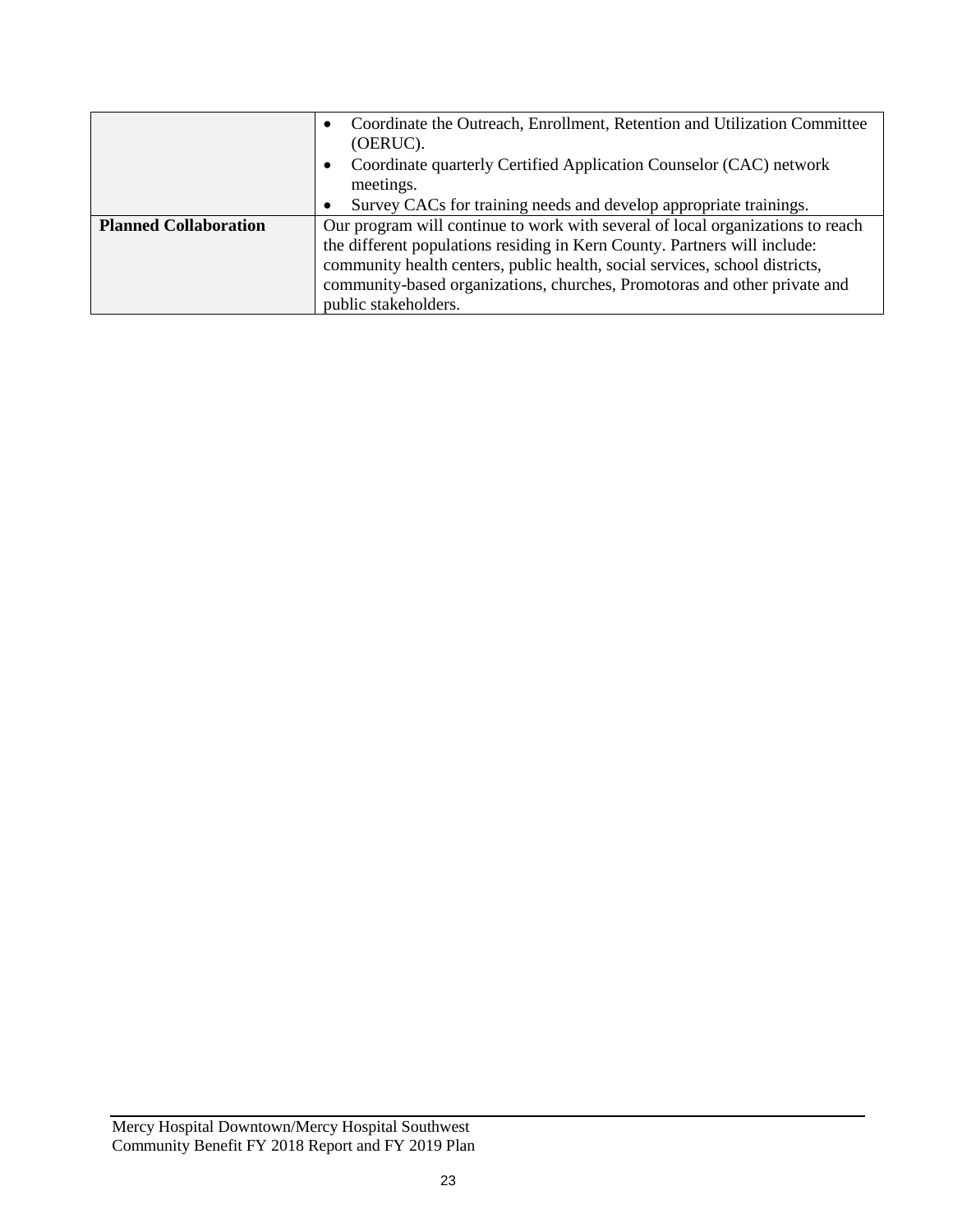| | |
|---|---|
| | • Coordinate the Outreach, Enrollment, Retention and Utilization Committee (OERUC).<br>• Coordinate quarterly Certified Application Counselor (CAC) network meetings.<br>• Survey CACs for training needs and develop appropriate trainings. |
| **Planned Collaboration** | Our program will continue to work with several of local organizations to reach the different populations residing in Kern County. Partners will include: community health centers, public health, social services, school districts, community-based organizations, churches, Promotoras and other private and public stakeholders. |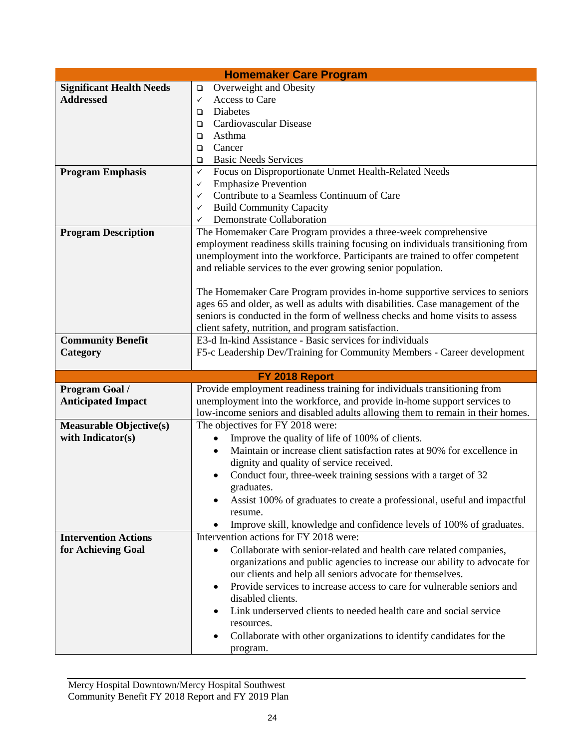| Homemaker Care Program | |
|---|---|
| **Significant Health Needs Addressed** | ❑ Overweight and Obesity<br>✓ Access to Care<br>❑ Diabetes<br>❑ Cardiovascular Disease<br>❑ Asthma<br>❑ Cancer<br>❑ Basic Needs Services |
| **Program Emphasis** | ✓ Focus on Disproportionate Unmet Health-Related Needs<br>✓ Emphasize Prevention<br>✓ Contribute to a Seamless Continuum of Care<br>✓ Build Community Capacity<br>✓ Demonstrate Collaboration |
| **Program Description** | The Homemaker Care Program provides a three-week comprehensive employment readiness skills training focusing on individuals transitioning from unemployment into the workforce. Participants are trained to offer competent and reliable services to the ever growing senior population.<br><br>The Homemaker Care Program provides in-home supportive services to seniors ages 65 and older, as well as adults with disabilities. Case management of the seniors is conducted in the form of wellness checks and home visits to assess client safety, nutrition, and program satisfaction. |
| **Community Benefit Category** | E3-d In-kind Assistance - Basic services for individuals<br>F5-c Leadership Dev/Training for Community Members - Career development |
| **FY 2018 Report** | |
| **Program Goal / Anticipated Impact** | Provide employment readiness training for individuals transitioning from unemployment into the workforce, and provide in-home support services to low-income seniors and disabled adults allowing them to remain in their homes. |
| **Measurable Objective(s) with Indicator(s)** | The objectives for FY 2018 were:<br>• Improve the quality of life of 100% of clients.<br>• Maintain or increase client satisfaction rates at 90% for excellence in dignity and quality of service received.<br>• Conduct four, three-week training sessions with a target of 32 graduates.<br>• Assist 100% of graduates to create a professional, useful and impactful resume.<br>• Improve skill, knowledge and confidence levels of 100% of graduates. |
| **Intervention Actions for Achieving Goal** | Intervention actions for FY 2018 were:<br>• Collaborate with senior-related and health care related companies, organizations and public agencies to increase our ability to advocate for our clients and help all seniors advocate for themselves.<br>• Provide services to increase access to care for vulnerable seniors and disabled clients.<br>• Link underserved clients to needed health care and social service resources.<br>• Collaborate with other organizations to identify candidates for the program. |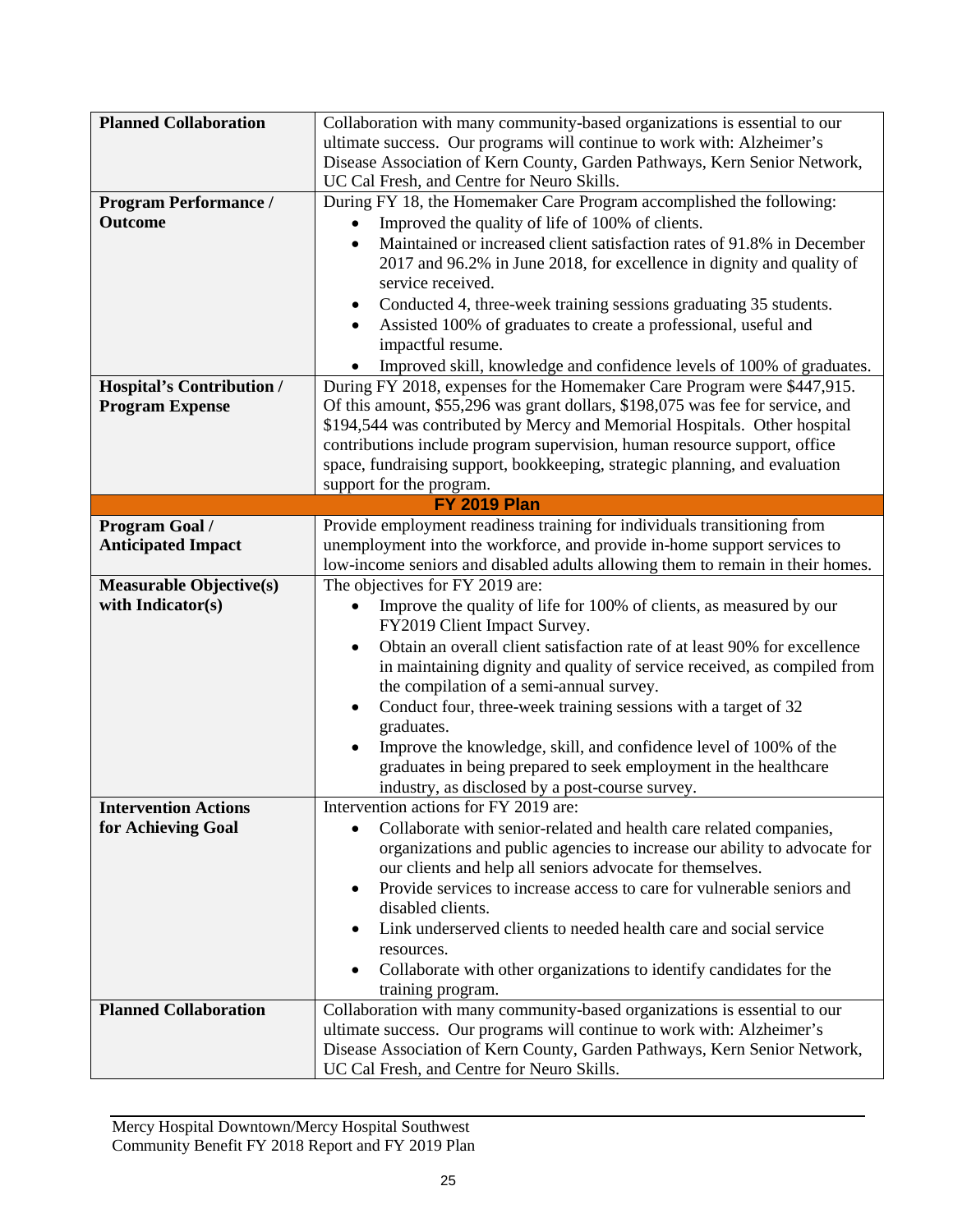| | |
|---|---|
| **Planned Collaboration** | Collaboration with many community-based organizations is essential to our ultimate success. Our programs will continue to work with: Alzheimer's Disease Association of Kern County, Garden Pathways, Kern Senior Network, UC Cal Fresh, and Centre for Neuro Skills. |
| **Program Performance / Outcome** | During FY 18, the Homemaker Care Program accomplished the following:<br>• Improved the quality of life of 100% of clients.<br>• Maintained or increased client satisfaction rates of 91.8% in December 2017 and 96.2% in June 2018, for excellence in dignity and quality of service received.<br>• Conducted 4, three-week training sessions graduating 35 students.<br>• Assisted 100% of graduates to create a professional, useful and impactful resume.<br>• Improved skill, knowledge and confidence levels of 100% of graduates. |
| **Hospital's Contribution / Program Expense** | During FY 2018, expenses for the Homemaker Care Program were $447,915. Of this amount, $55,296 was grant dollars, $198,075 was fee for service, and $194,544 was contributed by Mercy and Memorial Hospitals. Other hospital contributions include program supervision, human resource support, office space, fundraising support, bookkeeping, strategic planning, and evaluation support for the program. |
| **FY 2019 Plan** | |
| **Program Goal / Anticipated Impact** | Provide employment readiness training for individuals transitioning from unemployment into the workforce, and provide in-home support services to low-income seniors and disabled adults allowing them to remain in their homes. |
| **Measurable Objective(s) with Indicator(s)** | The objectives for FY 2019 are:<br>• Improve the quality of life for 100% of clients, as measured by our FY2019 Client Impact Survey.<br>• Obtain an overall client satisfaction rate of at least 90% for excellence in maintaining dignity and quality of service received, as compiled from the compilation of a semi-annual survey.<br>• Conduct four, three-week training sessions with a target of 32 graduates.<br>• Improve the knowledge, skill, and confidence level of 100% of the graduates in being prepared to seek employment in the healthcare industry, as disclosed by a post-course survey. |
| **Intervention Actions for Achieving Goal** | Intervention actions for FY 2019 are:<br>• Collaborate with senior-related and health care related companies, organizations and public agencies to increase our ability to advocate for our clients and help all seniors advocate for themselves.<br>• Provide services to increase access to care for vulnerable seniors and disabled clients.<br>• Link underserved clients to needed health care and social service resources.<br>• Collaborate with other organizations to identify candidates for the training program. |
| **Planned Collaboration** | Collaboration with many community-based organizations is essential to our ultimate success. Our programs will continue to work with: Alzheimer's Disease Association of Kern County, Garden Pathways, Kern Senior Network, UC Cal Fresh, and Centre for Neuro Skills. |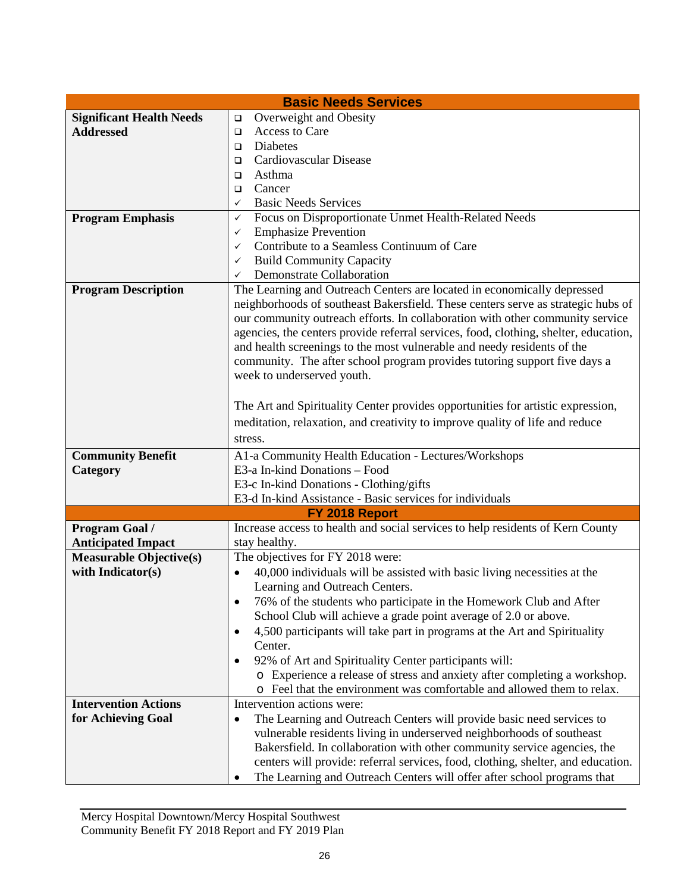| Basic Needs Services | |
|---|---|
| **Significant Health Needs Addressed** | ❑ Overweight and Obesity<br>❑ Access to Care<br>❑ Diabetes<br>❑ Cardiovascular Disease<br>❑ Asthma<br>❑ Cancer<br>✓ Basic Needs Services |
| **Program Emphasis** | ✓ Focus on Disproportionate Unmet Health-Related Needs<br>✓ Emphasize Prevention<br>✓ Contribute to a Seamless Continuum of Care<br>✓ Build Community Capacity<br>✓ Demonstrate Collaboration |
| **Program Description** | The Learning and Outreach Centers are located in economically depressed neighborhoods of southeast Bakersfield. These centers serve as strategic hubs of our community outreach efforts. In collaboration with other community service agencies, the centers provide referral services, food, clothing, shelter, education, and health screenings to the most vulnerable and needy residents of the community. The after school program provides tutoring support five days a week to underserved youth.<br><br>The Art and Spirituality Center provides opportunities for artistic expression, meditation, relaxation, and creativity to improve quality of life and reduce stress. |
| **Community Benefit Category** | A1-a Community Health Education - Lectures/Workshops<br>E3-a In-kind Donations – Food<br>E3-c In-kind Donations - Clothing/gifts<br>E3-d In-kind Assistance - Basic services for individuals |
| **FY 2018 Report** | |
| **Program Goal / Anticipated Impact** | Increase access to health and social services to help residents of Kern County stay healthy. |
| **Measurable Objective(s) with Indicator(s)** | The objectives for FY 2018 were:<br>• 40,000 individuals will be assisted with basic living necessities at the Learning and Outreach Centers.<br>• 76% of the students who participate in the Homework Club and After School Club will achieve a grade point average of 2.0 or above.<br>• 4,500 participants will take part in programs at the Art and Spirituality Center.<br>• 92% of Art and Spirituality Center participants will:<br>&nbsp;&nbsp;&nbsp;&nbsp;o Experience a release of stress and anxiety after completing a workshop.<br>&nbsp;&nbsp;&nbsp;&nbsp;o Feel that the environment was comfortable and allowed them to relax. |
| **Intervention Actions for Achieving Goal** | Intervention actions were:<br>• The Learning and Outreach Centers will provide basic need services to vulnerable residents living in underserved neighborhoods of southeast Bakersfield. In collaboration with other community service agencies, the centers will provide: referral services, food, clothing, shelter, and education.<br>• The Learning and Outreach Centers will offer after school programs that |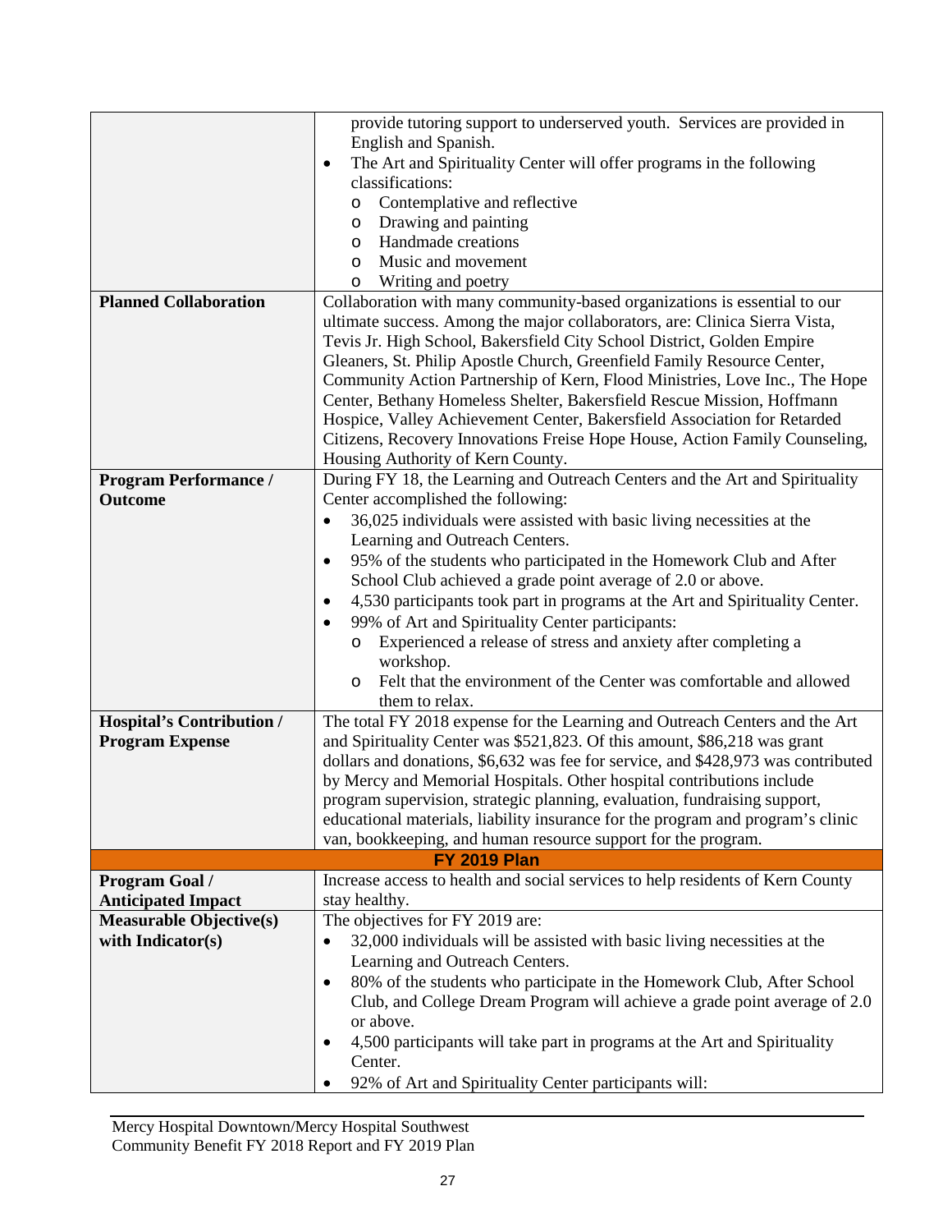| | |
|---|---|
| | provide tutoring support to underserved youth. Services are provided in English and Spanish.<br>• The Art and Spirituality Center will offer programs in the following classifications:<br>  o Contemplative and reflective<br>  o Drawing and painting<br>  o Handmade creations<br>  o Music and movement<br>  o Writing and poetry |
| **Planned Collaboration** | Collaboration with many community-based organizations is essential to our ultimate success. Among the major collaborators, are: Clinica Sierra Vista, Tevis Jr. High School, Bakersfield City School District, Golden Empire Gleaners, St. Philip Apostle Church, Greenfield Family Resource Center, Community Action Partnership of Kern, Flood Ministries, Love Inc., The Hope Center, Bethany Homeless Shelter, Bakersfield Rescue Mission, Hoffmann Hospice, Valley Achievement Center, Bakersfield Association for Retarded Citizens, Recovery Innovations Freise Hope House, Action Family Counseling, Housing Authority of Kern County. |
| **Program Performance / Outcome** | During FY 18, the Learning and Outreach Centers and the Art and Spirituality Center accomplished the following:<br>• 36,025 individuals were assisted with basic living necessities at the Learning and Outreach Centers.<br>• 95% of the students who participated in the Homework Club and After School Club achieved a grade point average of 2.0 or above.<br>• 4,530 participants took part in programs at the Art and Spirituality Center.<br>• 99% of Art and Spirituality Center participants:<br>  o Experienced a release of stress and anxiety after completing a workshop.<br>  o Felt that the environment of the Center was comfortable and allowed them to relax. |
| **Hospital's Contribution / Program Expense** | The total FY 2018 expense for the Learning and Outreach Centers and the Art and Spirituality Center was $521,823. Of this amount, $86,218 was grant dollars and donations, $6,632 was fee for service, and $428,973 was contributed by Mercy and Memorial Hospitals. Other hospital contributions include program supervision, strategic planning, evaluation, fundraising support, educational materials, liability insurance for the program and program's clinic van, bookkeeping, and human resource support for the program. |
| **FY 2019 Plan** | |
| **Program Goal / Anticipated Impact** | Increase access to health and social services to help residents of Kern County stay healthy. |
| **Measurable Objective(s) with Indicator(s)** | The objectives for FY 2019 are:<br>• 32,000 individuals will be assisted with basic living necessities at the Learning and Outreach Centers.<br>• 80% of the students who participate in the Homework Club, After School Club, and College Dream Program will achieve a grade point average of 2.0 or above.<br>• 4,500 participants will take part in programs at the Art and Spirituality Center.<br>• 92% of Art and Spirituality Center participants will: |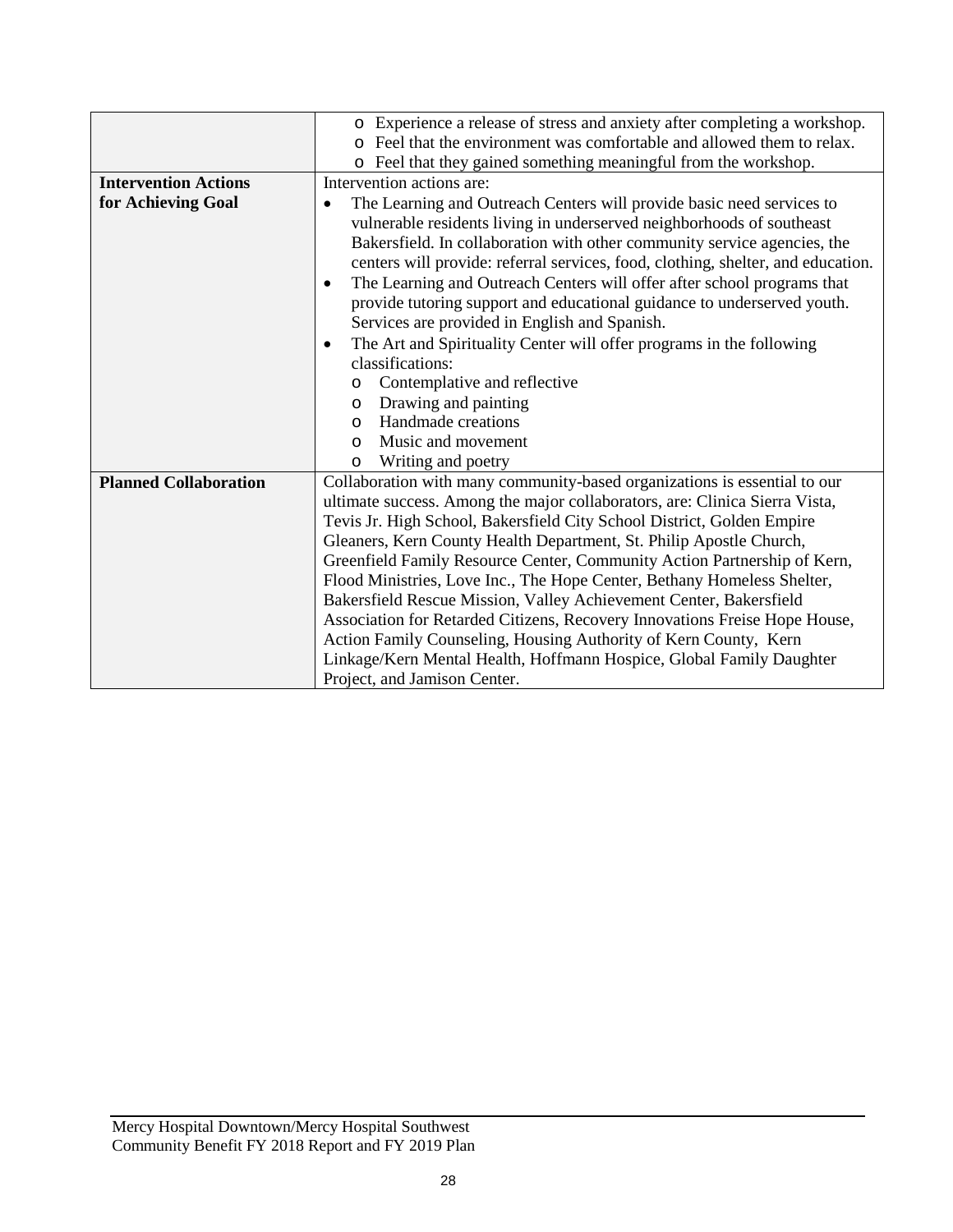| | |
|---|---|
| | ○ Experience a release of stress and anxiety after completing a workshop.<br>○ Feel that the environment was comfortable and allowed them to relax.<br>○ Feel that they gained something meaningful from the workshop. |
| **Intervention Actions for Achieving Goal** | Intervention actions are:<br>• The Learning and Outreach Centers will provide basic need services to vulnerable residents living in underserved neighborhoods of southeast Bakersfield. In collaboration with other community service agencies, the centers will provide: referral services, food, clothing, shelter, and education.<br>• The Learning and Outreach Centers will offer after school programs that provide tutoring support and educational guidance to underserved youth. Services are provided in English and Spanish.<br>• The Art and Spirituality Center will offer programs in the following classifications:<br>○ Contemplative and reflective<br>○ Drawing and painting<br>○ Handmade creations<br>○ Music and movement<br>○ Writing and poetry |
| **Planned Collaboration** | Collaboration with many community-based organizations is essential to our ultimate success. Among the major collaborators, are: Clinica Sierra Vista, Tevis Jr. High School, Bakersfield City School District, Golden Empire Gleaners, Kern County Health Department, St. Philip Apostle Church, Greenfield Family Resource Center, Community Action Partnership of Kern, Flood Ministries, Love Inc., The Hope Center, Bethany Homeless Shelter, Bakersfield Rescue Mission, Valley Achievement Center, Bakersfield Association for Retarded Citizens, Recovery Innovations Freise Hope House, Action Family Counseling, Housing Authority of Kern County, Kern Linkage/Kern Mental Health, Hoffmann Hospice, Global Family Daughter Project, and Jamison Center. |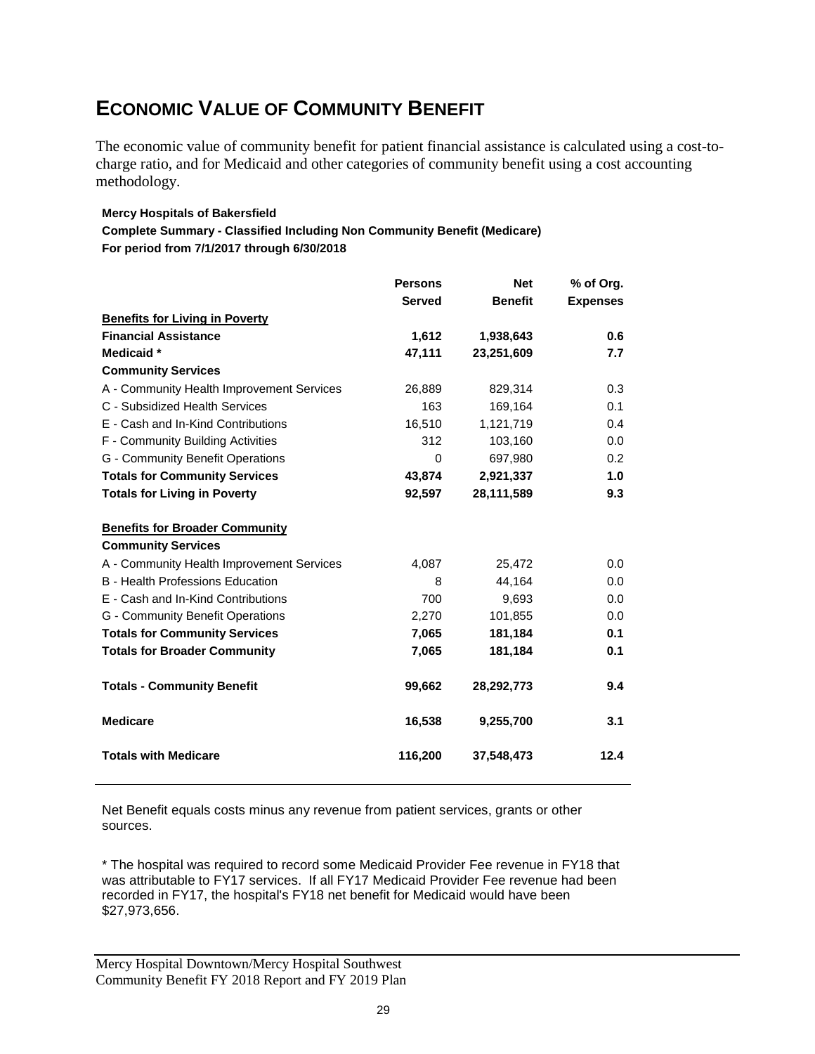# ECONOMIC VALUE OF COMMUNITY BENEFIT

The economic value of community benefit for patient financial assistance is calculated using a cost-to-charge ratio, and for Medicaid and other categories of community benefit using a cost accounting methodology.

**Mercy Hospitals of Bakersfield**
**Complete Summary - Classified Including Non Community Benefit (Medicare)**
**For period from 7/1/2017 through 6/30/2018**

| | Persons Served | Net Benefit | % of Org. Expenses |
|---|---|---|---|
| **Benefits for Living in Poverty** | | | |
| **Financial Assistance** | **1,612** | **1,938,643** | **0.6** |
| **Medicaid *** | **47,111** | **23,251,609** | **7.7** |
| **Community Services** | | | |
| A - Community Health Improvement Services | 26,889 | 829,314 | 0.3 |
| C - Subsidized Health Services | 163 | 169,164 | 0.1 |
| E - Cash and In-Kind Contributions | 16,510 | 1,121,719 | 0.4 |
| F - Community Building Activities | 312 | 103,160 | 0.0 |
| G - Community Benefit Operations | 0 | 697,980 | 0.2 |
| **Totals for Community Services** | **43,874** | **2,921,337** | **1.0** |
| **Totals for Living in Poverty** | **92,597** | **28,111,589** | **9.3** |
| **Benefits for Broader Community** | | | |
| **Community Services** | | | |
| A - Community Health Improvement Services | 4,087 | 25,472 | 0.0 |
| B - Health Professions Education | 8 | 44,164 | 0.0 |
| E - Cash and In-Kind Contributions | 700 | 9,693 | 0.0 |
| G - Community Benefit Operations | 2,270 | 101,855 | 0.0 |
| **Totals for Community Services** | **7,065** | **181,184** | **0.1** |
| **Totals for Broader Community** | **7,065** | **181,184** | **0.1** |
| **Totals - Community Benefit** | **99,662** | **28,292,773** | **9.4** |
| **Medicare** | **16,538** | **9,255,700** | **3.1** |
| **Totals with Medicare** | **116,200** | **37,548,473** | **12.4** |

Net Benefit equals costs minus any revenue from patient services, grants or other sources.

* The hospital was required to record some Medicaid Provider Fee revenue in FY18 that was attributable to FY17 services. If all FY17 Medicaid Provider Fee revenue had been recorded in FY17, the hospital's FY18 net benefit for Medicaid would have been $27,973,656.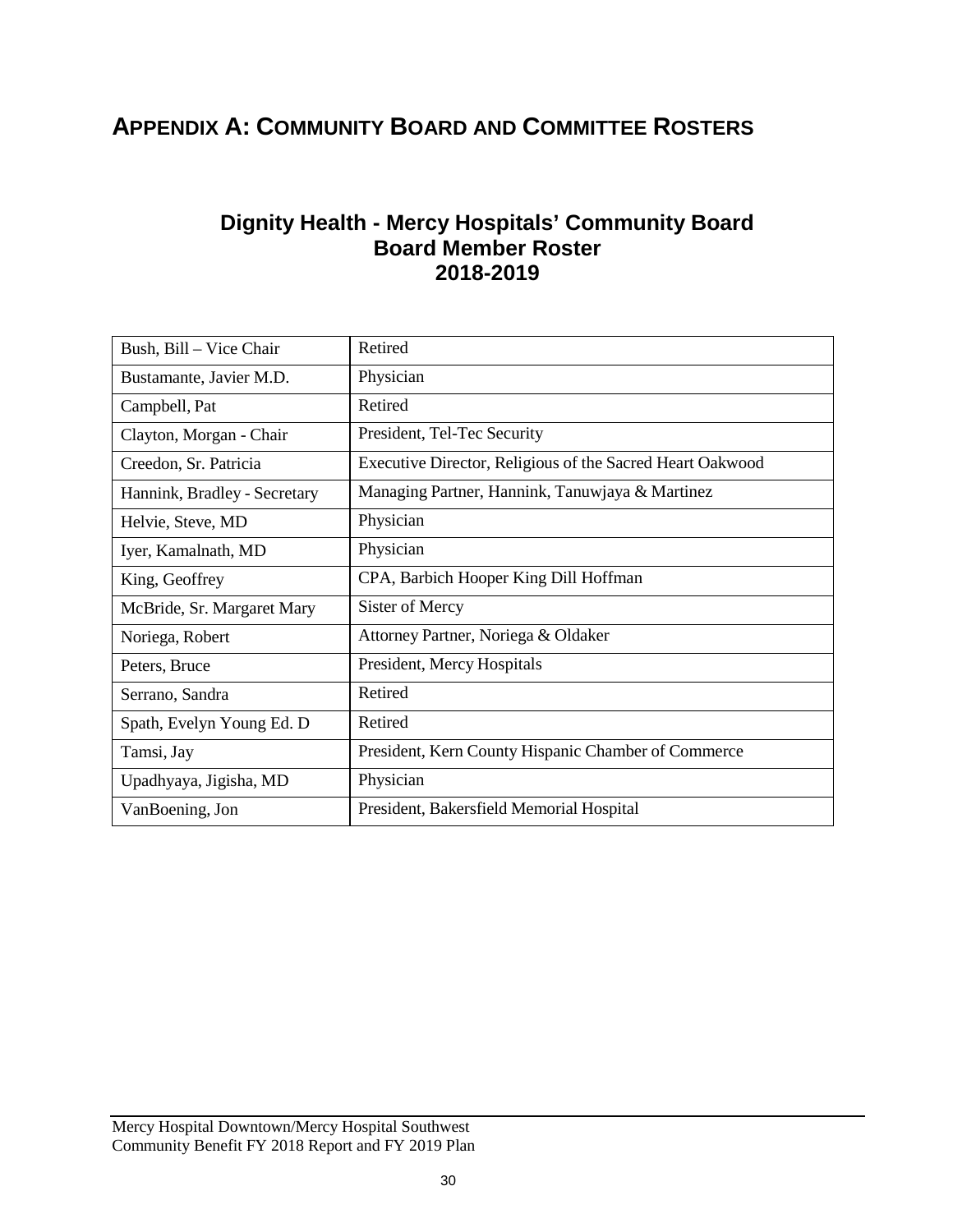# Appendix A: Community Board and Committee Rosters

## Dignity Health - Mercy Hospitals' Community Board
## Board Member Roster
## 2018-2019

| | |
|---|---|
| Bush, Bill – Vice Chair | Retired |
| Bustamante, Javier M.D. | Physician |
| Campbell, Pat | Retired |
| Clayton, Morgan - Chair | President, Tel-Tec Security |
| Creedon, Sr. Patricia | Executive Director, Religious of the Sacred Heart Oakwood |
| Hannink, Bradley - Secretary | Managing Partner, Hannink, Tanuwjaya & Martinez |
| Helvie, Steve, MD | Physician |
| Iyer, Kamalnath, MD | Physician |
| King, Geoffrey | CPA, Barbich Hooper King Dill Hoffman |
| McBride, Sr. Margaret Mary | Sister of Mercy |
| Noriega, Robert | Attorney Partner, Noriega & Oldaker |
| Peters, Bruce | President, Mercy Hospitals |
| Serrano, Sandra | Retired |
| Spath, Evelyn Young Ed. D | Retired |
| Tamsi, Jay | President, Kern County Hispanic Chamber of Commerce |
| Upadhyaya, Jigisha, MD | Physician |
| VanBoening, Jon | President, Bakersfield Memorial Hospital |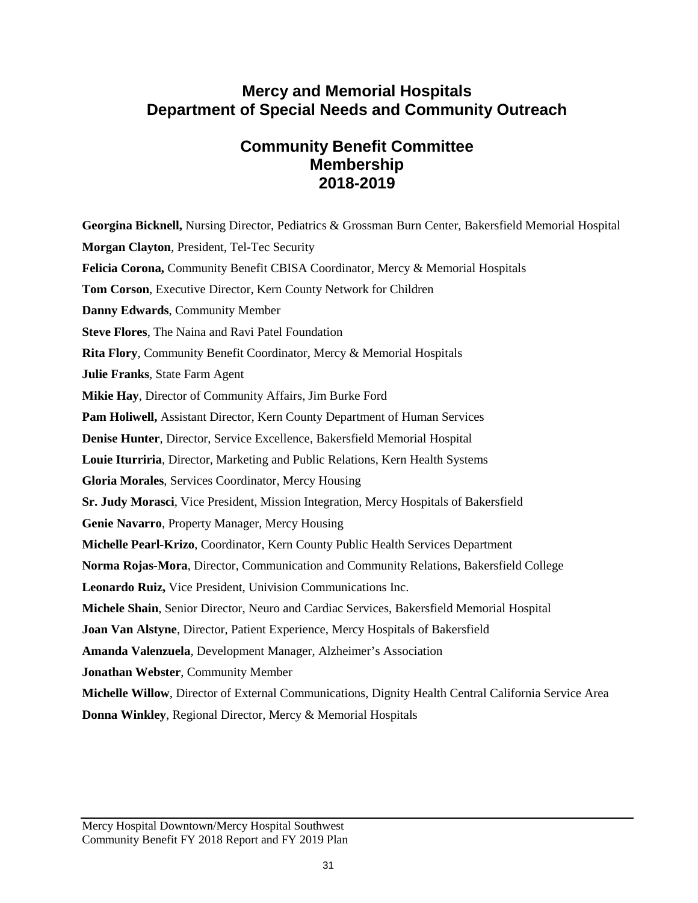## Mercy and Memorial Hospitals
## Department of Special Needs and Community Outreach

### Community Benefit Committee
### Membership
### 2018-2019

**Georgina Bicknell,** Nursing Director, Pediatrics & Grossman Burn Center, Bakersfield Memorial Hospital

**Morgan Clayton**, President, Tel-Tec Security

**Felicia Corona,** Community Benefit CBISA Coordinator, Mercy & Memorial Hospitals

**Tom Corson**, Executive Director, Kern County Network for Children

**Danny Edwards**, Community Member

**Steve Flores**, The Naina and Ravi Patel Foundation

**Rita Flory**, Community Benefit Coordinator, Mercy & Memorial Hospitals

**Julie Franks**, State Farm Agent

**Mikie Hay**, Director of Community Affairs, Jim Burke Ford

**Pam Holiwell,** Assistant Director, Kern County Department of Human Services

**Denise Hunter**, Director, Service Excellence, Bakersfield Memorial Hospital

**Louie Iturriria**, Director, Marketing and Public Relations, Kern Health Systems

**Gloria Morales**, Services Coordinator, Mercy Housing

**Sr. Judy Morasci**, Vice President, Mission Integration, Mercy Hospitals of Bakersfield

**Genie Navarro**, Property Manager, Mercy Housing

**Michelle Pearl-Krizo**, Coordinator, Kern County Public Health Services Department

**Norma Rojas-Mora**, Director, Communication and Community Relations, Bakersfield College

**Leonardo Ruiz,** Vice President, Univision Communications Inc.

**Michele Shain**, Senior Director, Neuro and Cardiac Services, Bakersfield Memorial Hospital

**Joan Van Alstyne**, Director, Patient Experience, Mercy Hospitals of Bakersfield

**Amanda Valenzuela**, Development Manager, Alzheimer's Association

**Jonathan Webster**, Community Member

**Michelle Willow**, Director of External Communications, Dignity Health Central California Service Area

**Donna Winkley**, Regional Director, Mercy & Memorial Hospitals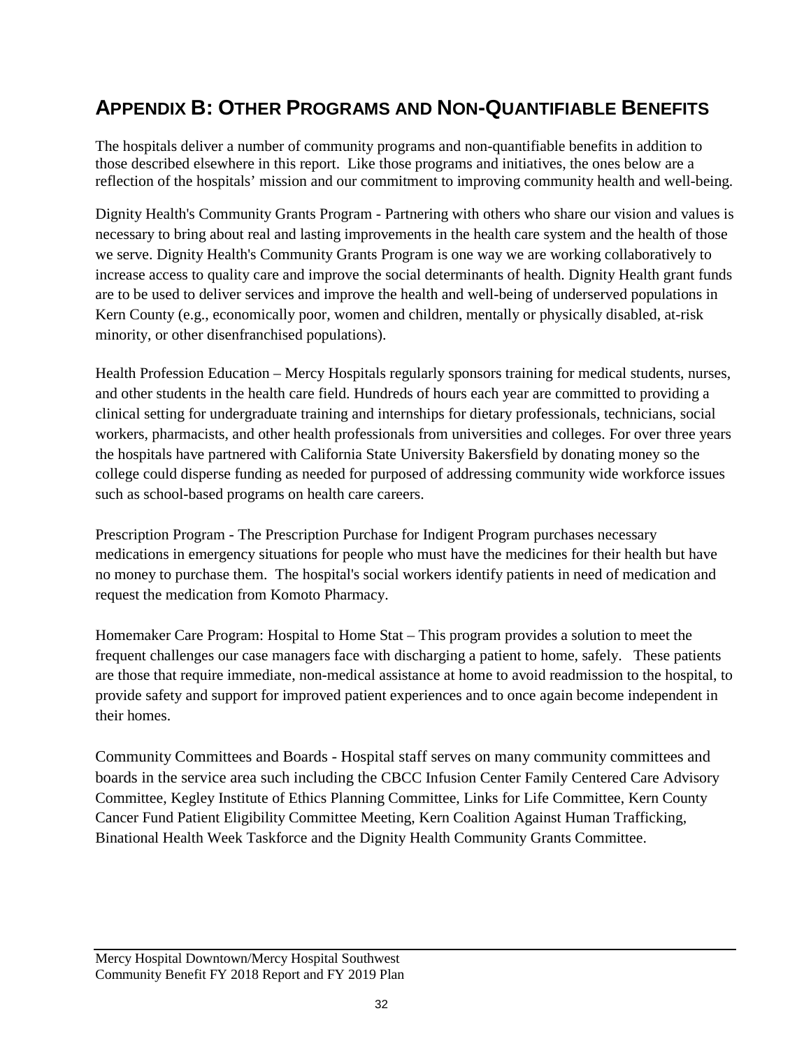# APPENDIX B: OTHER PROGRAMS AND NON-QUANTIFIABLE BENEFITS

The hospitals deliver a number of community programs and non-quantifiable benefits in addition to those described elsewhere in this report. Like those programs and initiatives, the ones below are a reflection of the hospitals' mission and our commitment to improving community health and well-being.

Dignity Health's Community Grants Program - Partnering with others who share our vision and values is necessary to bring about real and lasting improvements in the health care system and the health of those we serve. Dignity Health's Community Grants Program is one way we are working collaboratively to increase access to quality care and improve the social determinants of health. Dignity Health grant funds are to be used to deliver services and improve the health and well-being of underserved populations in Kern County (e.g., economically poor, women and children, mentally or physically disabled, at-risk minority, or other disenfranchised populations).

Health Profession Education – Mercy Hospitals regularly sponsors training for medical students, nurses, and other students in the health care field. Hundreds of hours each year are committed to providing a clinical setting for undergraduate training and internships for dietary professionals, technicians, social workers, pharmacists, and other health professionals from universities and colleges. For over three years the hospitals have partnered with California State University Bakersfield by donating money so the college could disperse funding as needed for purposed of addressing community wide workforce issues such as school-based programs on health care careers.

Prescription Program - The Prescription Purchase for Indigent Program purchases necessary medications in emergency situations for people who must have the medicines for their health but have no money to purchase them. The hospital's social workers identify patients in need of medication and request the medication from Komoto Pharmacy.

Homemaker Care Program: Hospital to Home Stat – This program provides a solution to meet the frequent challenges our case managers face with discharging a patient to home, safely. These patients are those that require immediate, non-medical assistance at home to avoid readmission to the hospital, to provide safety and support for improved patient experiences and to once again become independent in their homes.

Community Committees and Boards - Hospital staff serves on many community committees and boards in the service area such including the CBCC Infusion Center Family Centered Care Advisory Committee, Kegley Institute of Ethics Planning Committee, Links for Life Committee, Kern County Cancer Fund Patient Eligibility Committee Meeting, Kern Coalition Against Human Trafficking, Binational Health Week Taskforce and the Dignity Health Community Grants Committee.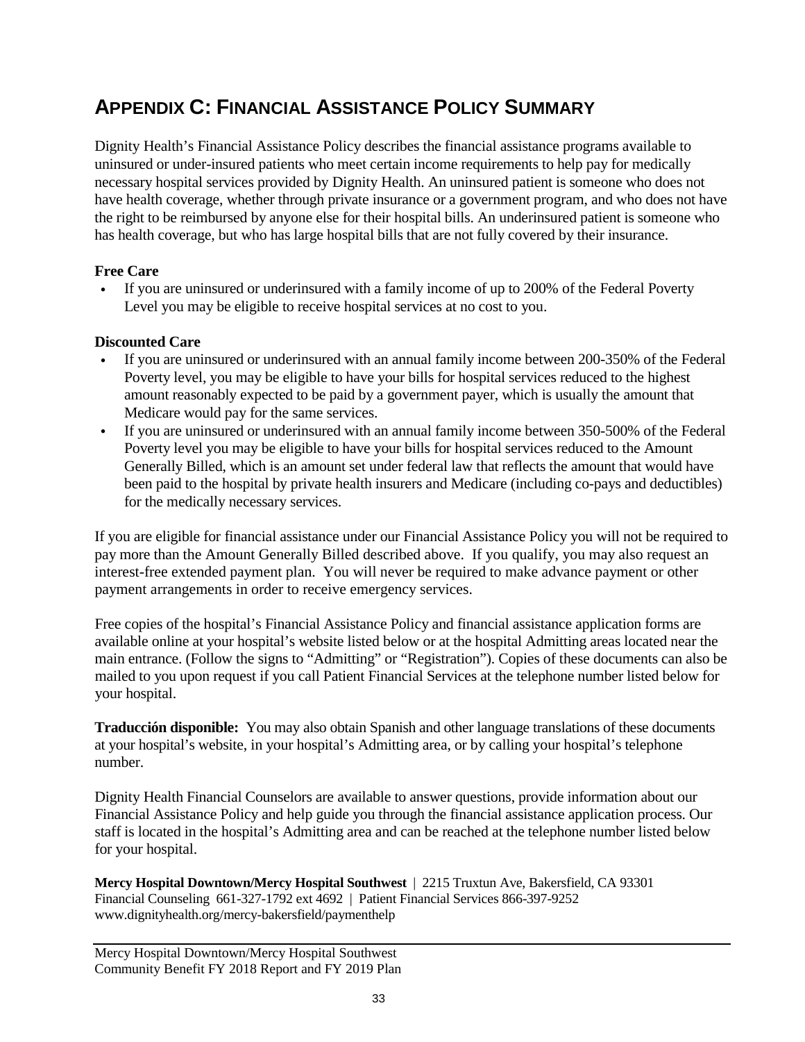## APPENDIX C: FINANCIAL ASSISTANCE POLICY SUMMARY

Dignity Health's Financial Assistance Policy describes the financial assistance programs available to uninsured or under-insured patients who meet certain income requirements to help pay for medically necessary hospital services provided by Dignity Health. An uninsured patient is someone who does not have health coverage, whether through private insurance or a government program, and who does not have the right to be reimbursed by anyone else for their hospital bills. An underinsured patient is someone who has health coverage, but who has large hospital bills that are not fully covered by their insurance.

**Free Care**

- If you are uninsured or underinsured with a family income of up to 200% of the Federal Poverty Level you may be eligible to receive hospital services at no cost to you.

**Discounted Care**

- If you are uninsured or underinsured with an annual family income between 200-350% of the Federal Poverty level, you may be eligible to have your bills for hospital services reduced to the highest amount reasonably expected to be paid by a government payer, which is usually the amount that Medicare would pay for the same services.
- If you are uninsured or underinsured with an annual family income between 350-500% of the Federal Poverty level you may be eligible to have your bills for hospital services reduced to the Amount Generally Billed, which is an amount set under federal law that reflects the amount that would have been paid to the hospital by private health insurers and Medicare (including co-pays and deductibles) for the medically necessary services.

If you are eligible for financial assistance under our Financial Assistance Policy you will not be required to pay more than the Amount Generally Billed described above. If you qualify, you may also request an interest-free extended payment plan. You will never be required to make advance payment or other payment arrangements in order to receive emergency services.

Free copies of the hospital's Financial Assistance Policy and financial assistance application forms are available online at your hospital's website listed below or at the hospital Admitting areas located near the main entrance. (Follow the signs to "Admitting" or "Registration"). Copies of these documents can also be mailed to you upon request if you call Patient Financial Services at the telephone number listed below for your hospital.

**Traducción disponible:** You may also obtain Spanish and other language translations of these documents at your hospital's website, in your hospital's Admitting area, or by calling your hospital's telephone number.

Dignity Health Financial Counselors are available to answer questions, provide information about our Financial Assistance Policy and help guide you through the financial assistance application process. Our staff is located in the hospital's Admitting area and can be reached at the telephone number listed below for your hospital.

**Mercy Hospital Downtown/Mercy Hospital Southwest** | 2215 Truxtun Ave, Bakersfield, CA 93301
Financial Counseling 661-327-1792 ext 4692 | Patient Financial Services 866-397-9252
www.dignityhealth.org/mercy-bakersfield/paymenthelp